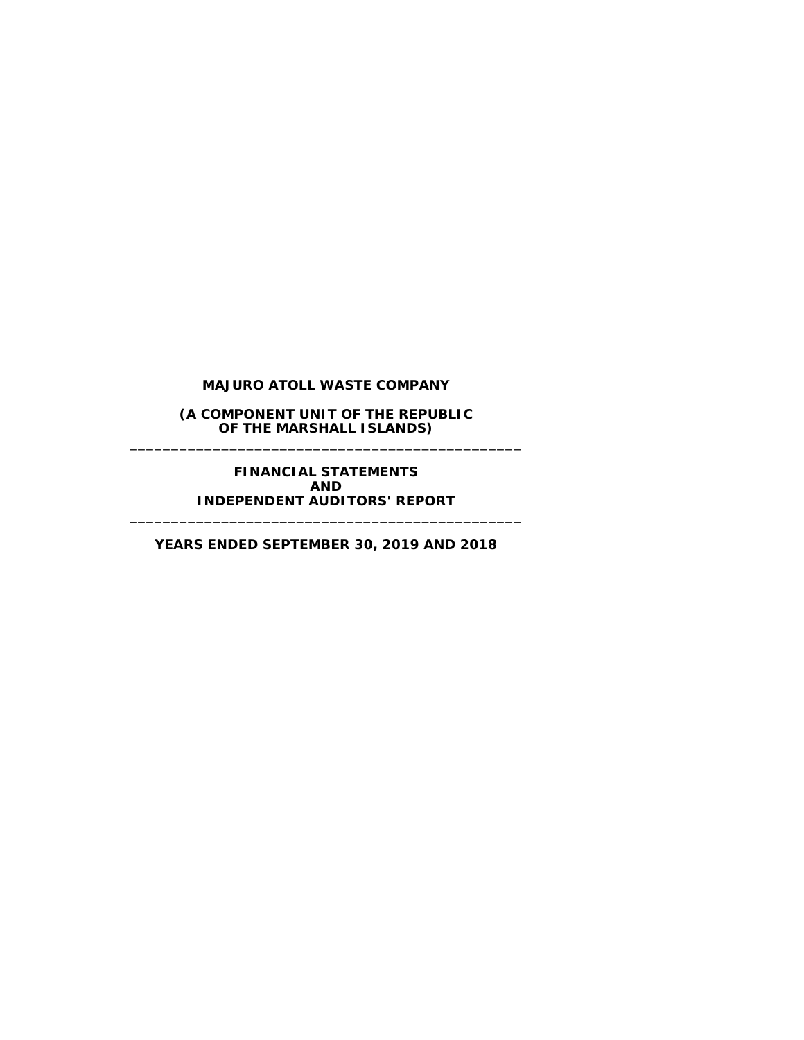# MAJURO ATOLL WASTE COMPANY

**(A COMPONENT UNIT OF THE REPUBLIC OF THE MARSHALL ISLANDS)**

---

**FINANCIAL STATEMENTS AND INDEPENDENT AUDITORS' REPORT**

---

**YEARS ENDED SEPTEMBER 30, 2019 AND 2018**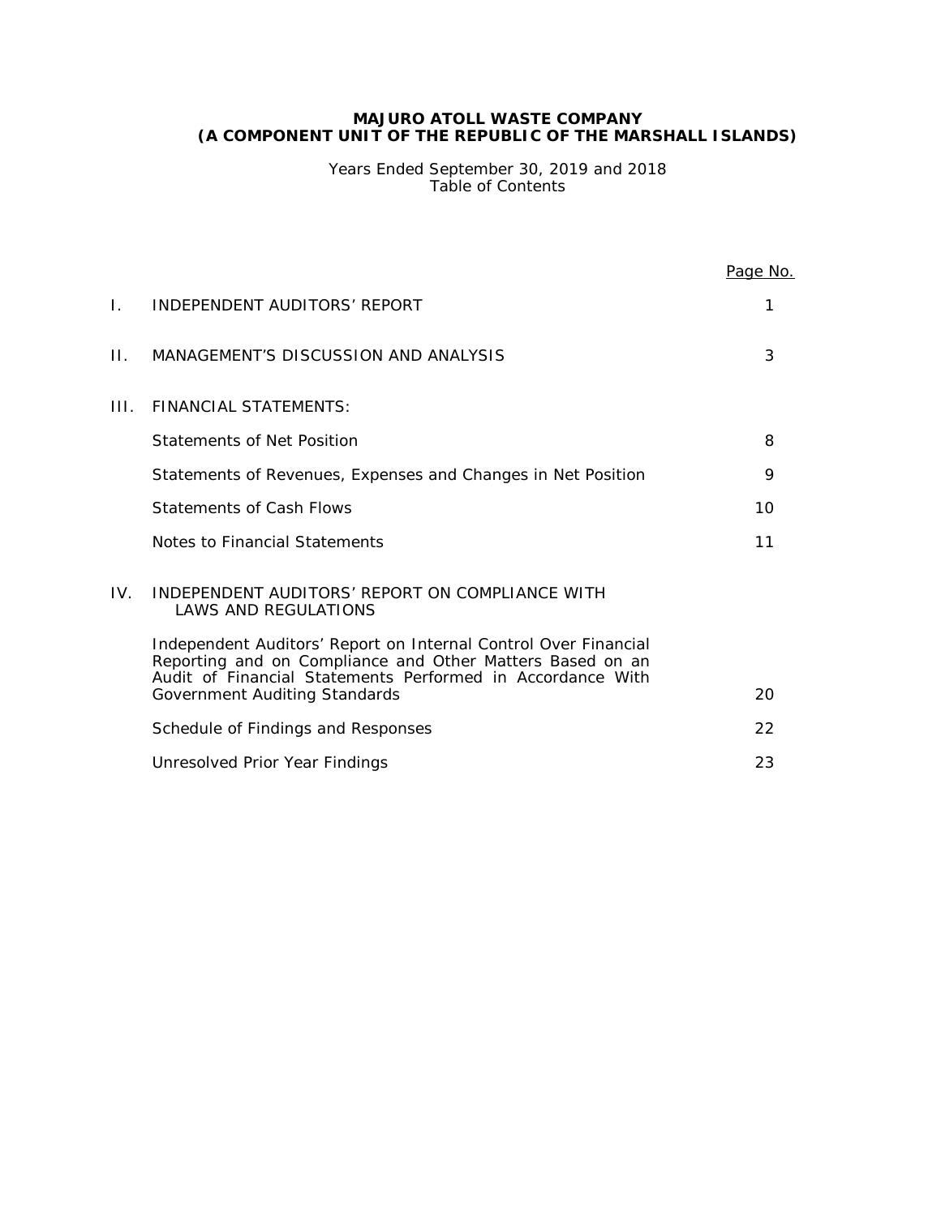**MAJURO ATOLL WASTE COMPANY**
**(A COMPONENT UNIT OF THE REPUBLIC OF THE MARSHALL ISLANDS)**

Years Ended September 30, 2019 and 2018
Table of Contents

| | | Page No. |
|---|---|---|
| I. | INDEPENDENT AUDITORS' REPORT | 1 |
| II. | MANAGEMENT'S DISCUSSION AND ANALYSIS | 3 |
| III. | FINANCIAL STATEMENTS: | |
| | Statements of Net Position | 8 |
| | Statements of Revenues, Expenses and Changes in Net Position | 9 |
| | Statements of Cash Flows | 10 |
| | Notes to Financial Statements | 11 |
| IV. | INDEPENDENT AUDITORS' REPORT ON COMPLIANCE WITH LAWS AND REGULATIONS | |
| | Independent Auditors' Report on Internal Control Over Financial Reporting and on Compliance and Other Matters Based on an Audit of Financial Statements Performed in Accordance With Government Auditing Standards | 20 |
| | Schedule of Findings and Responses | 22 |
| | Unresolved Prior Year Findings | 23 |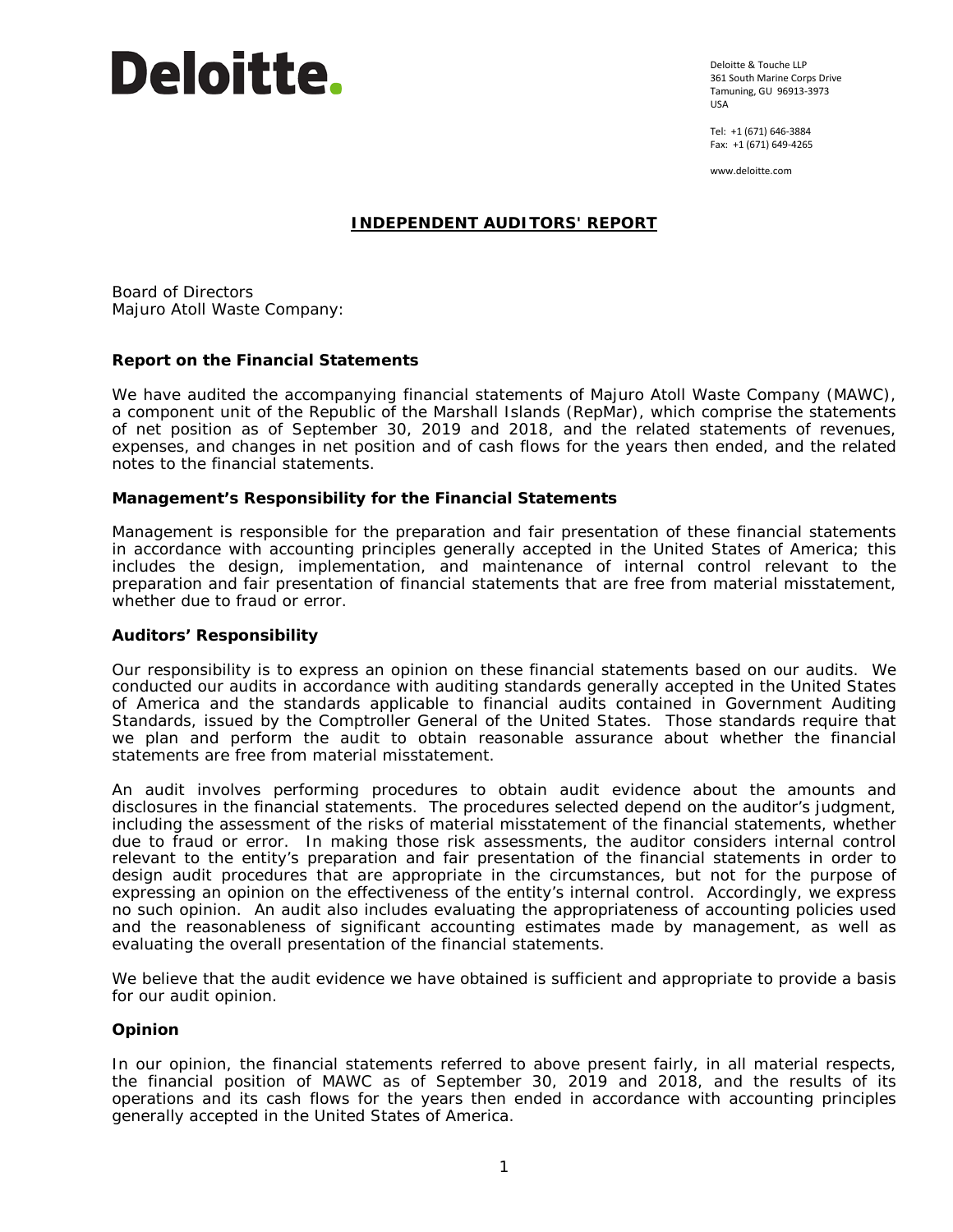Deloitte.

Deloitte & Touche LLP
361 South Marine Corps Drive
Tamuning, GU 96913-3973
USA

Tel: +1 (671) 646-3884
Fax: +1 (671) 649-4265

www.deloitte.com

# INDEPENDENT AUDITORS' REPORT

Board of Directors
Majuro Atoll Waste Company:

### Report on the Financial Statements

We have audited the accompanying financial statements of Majuro Atoll Waste Company (MAWC), a component unit of the Republic of the Marshall Islands (RepMar), which comprise the statements of net position as of September 30, 2019 and 2018, and the related statements of revenues, expenses, and changes in net position and of cash flows for the years then ended, and the related notes to the financial statements.

### Management's Responsibility for the Financial Statements

Management is responsible for the preparation and fair presentation of these financial statements in accordance with accounting principles generally accepted in the United States of America; this includes the design, implementation, and maintenance of internal control relevant to the preparation and fair presentation of financial statements that are free from material misstatement, whether due to fraud or error.

### Auditors' Responsibility

Our responsibility is to express an opinion on these financial statements based on our audits. We conducted our audits in accordance with auditing standards generally accepted in the United States of America and the standards applicable to financial audits contained in Government Auditing Standards, issued by the Comptroller General of the United States. Those standards require that we plan and perform the audit to obtain reasonable assurance about whether the financial statements are free from material misstatement.

An audit involves performing procedures to obtain audit evidence about the amounts and disclosures in the financial statements. The procedures selected depend on the auditor's judgment, including the assessment of the risks of material misstatement of the financial statements, whether due to fraud or error. In making those risk assessments, the auditor considers internal control relevant to the entity's preparation and fair presentation of the financial statements in order to design audit procedures that are appropriate in the circumstances, but not for the purpose of expressing an opinion on the effectiveness of the entity's internal control. Accordingly, we express no such opinion. An audit also includes evaluating the appropriateness of accounting policies used and the reasonableness of significant accounting estimates made by management, as well as evaluating the overall presentation of the financial statements.

We believe that the audit evidence we have obtained is sufficient and appropriate to provide a basis for our audit opinion.

### Opinion

In our opinion, the financial statements referred to above present fairly, in all material respects, the financial position of MAWC as of September 30, 2019 and 2018, and the results of its operations and its cash flows for the years then ended in accordance with accounting principles generally accepted in the United States of America.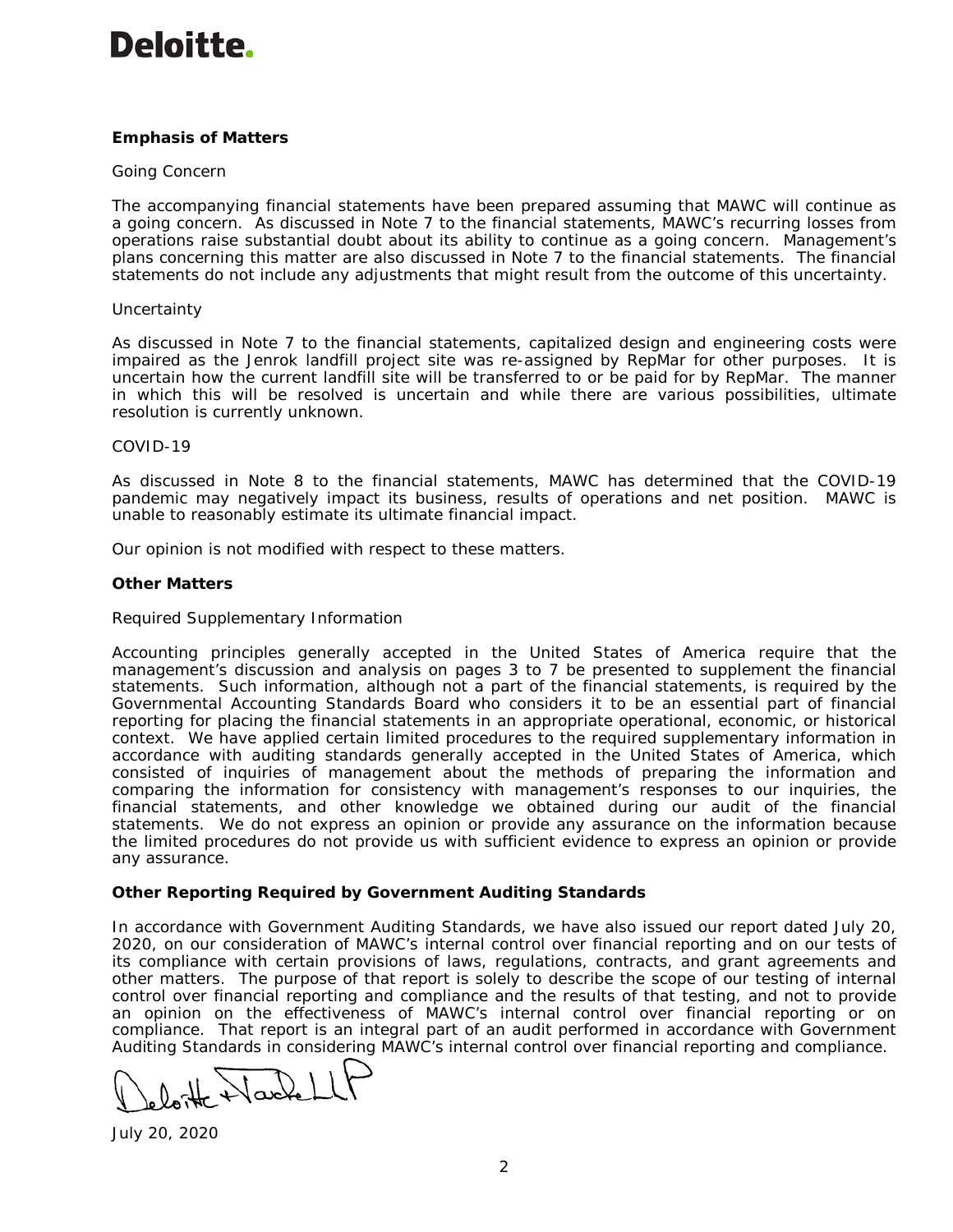Deloitte.

**Emphasis of Matters**

Going Concern

The accompanying financial statements have been prepared assuming that MAWC will continue as a going concern. As discussed in Note 7 to the financial statements, MAWC's recurring losses from operations raise substantial doubt about its ability to continue as a going concern. Management's plans concerning this matter are also discussed in Note 7 to the financial statements. The financial statements do not include any adjustments that might result from the outcome of this uncertainty.

Uncertainty

As discussed in Note 7 to the financial statements, capitalized design and engineering costs were impaired as the Jenrok landfill project site was re-assigned by RepMar for other purposes. It is uncertain how the current landfill site will be transferred to or be paid for by RepMar. The manner in which this will be resolved is uncertain and while there are various possibilities, ultimate resolution is currently unknown.

COVID-19

As discussed in Note 8 to the financial statements, MAWC has determined that the COVID-19 pandemic may negatively impact its business, results of operations and net position. MAWC is unable to reasonably estimate its ultimate financial impact.

Our opinion is not modified with respect to these matters.

**Other Matters**

Required Supplementary Information

Accounting principles generally accepted in the United States of America require that the management's discussion and analysis on pages 3 to 7 be presented to supplement the financial statements. Such information, although not a part of the financial statements, is required by the Governmental Accounting Standards Board who considers it to be an essential part of financial reporting for placing the financial statements in an appropriate operational, economic, or historical context. We have applied certain limited procedures to the required supplementary information in accordance with auditing standards generally accepted in the United States of America, which consisted of inquiries of management about the methods of preparing the information and comparing the information for consistency with management's responses to our inquiries, the financial statements, and other knowledge we obtained during our audit of the financial statements. We do not express an opinion or provide any assurance on the information because the limited procedures do not provide us with sufficient evidence to express an opinion or provide any assurance.

**Other Reporting Required by Government Auditing Standards**

In accordance with Government Auditing Standards, we have also issued our report dated July 20, 2020, on our consideration of MAWC's internal control over financial reporting and on our tests of its compliance with certain provisions of laws, regulations, contracts, and grant agreements and other matters. The purpose of that report is solely to describe the scope of our testing of internal control over financial reporting and compliance and the results of that testing, and not to provide an opinion on the effectiveness of MAWC's internal control over financial reporting or on compliance. That report is an integral part of an audit performed in accordance with Government Auditing Standards in considering MAWC's internal control over financial reporting and compliance.

Deloitte & Touche LLP

July 20, 2020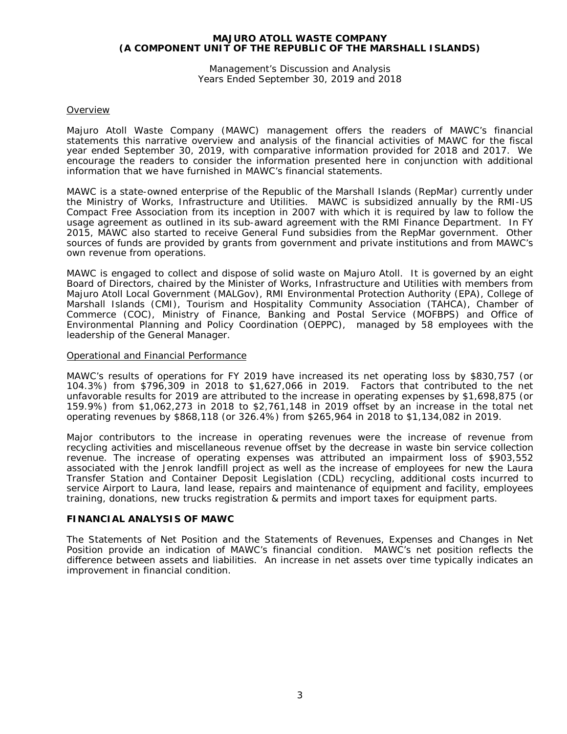# MAJURO ATOLL WASTE COMPANY
# (A COMPONENT UNIT OF THE REPUBLIC OF THE MARSHALL ISLANDS)

Management's Discussion and Analysis
Years Ended September 30, 2019 and 2018

## Overview

Majuro Atoll Waste Company (MAWC) management offers the readers of MAWC's financial statements this narrative overview and analysis of the financial activities of MAWC for the fiscal year ended September 30, 2019, with comparative information provided for 2018 and 2017. We encourage the readers to consider the information presented here in conjunction with additional information that we have furnished in MAWC's financial statements.

MAWC is a state-owned enterprise of the Republic of the Marshall Islands (RepMar) currently under the Ministry of Works, Infrastructure and Utilities. MAWC is subsidized annually by the RMI-US Compact Free Association from its inception in 2007 with which it is required by law to follow the usage agreement as outlined in its sub-award agreement with the RMI Finance Department. In FY 2015, MAWC also started to receive General Fund subsidies from the RepMar government. Other sources of funds are provided by grants from government and private institutions and from MAWC's own revenue from operations.

MAWC is engaged to collect and dispose of solid waste on Majuro Atoll. It is governed by an eight Board of Directors, chaired by the Minister of Works, Infrastructure and Utilities with members from Majuro Atoll Local Government (MALGov), RMI Environmental Protection Authority (EPA), College of Marshall Islands (CMI), Tourism and Hospitality Community Association (TAHCA), Chamber of Commerce (COC), Ministry of Finance, Banking and Postal Service (MOFBPS) and Office of Environmental Planning and Policy Coordination (OEPPC), managed by 58 employees with the leadership of the General Manager.

## Operational and Financial Performance

MAWC's results of operations for FY 2019 have increased its net operating loss by $830,757 (or 104.3%) from $796,309 in 2018 to $1,627,066 in 2019. Factors that contributed to the net unfavorable results for 2019 are attributed to the increase in operating expenses by $1,698,875 (or 159.9%) from $1,062,273 in 2018 to $2,761,148 in 2019 offset by an increase in the total net operating revenues by $868,118 (or 326.4%) from $265,964 in 2018 to $1,134,082 in 2019.

Major contributors to the increase in operating revenues were the increase of revenue from recycling activities and miscellaneous revenue offset by the decrease in waste bin service collection revenue. The increase of operating expenses was attributed an impairment loss of $903,552 associated with the Jenrok landfill project as well as the increase of employees for new the Laura Transfer Station and Container Deposit Legislation (CDL) recycling, additional costs incurred to service Airport to Laura, land lease, repairs and maintenance of equipment and facility, employees training, donations, new trucks registration & permits and import taxes for equipment parts.

## FINANCIAL ANALYSIS OF MAWC

The Statements of Net Position and the Statements of Revenues, Expenses and Changes in Net Position provide an indication of MAWC's financial condition. MAWC's net position reflects the difference between assets and liabilities. An increase in net assets over time typically indicates an improvement in financial condition.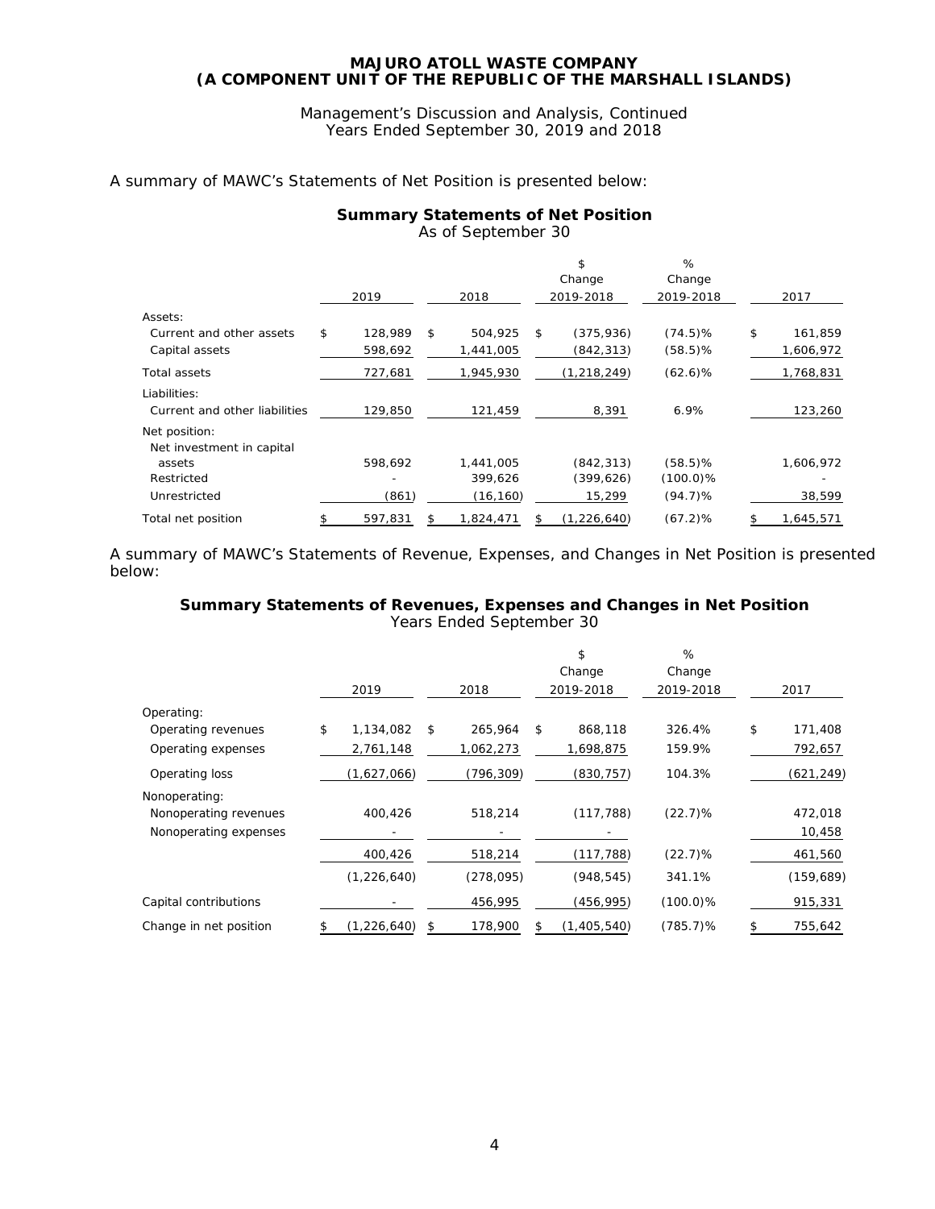A summary of MAWC's Statements of Net Position is presented below:

**Summary Statements of Net Position**
As of September 30

| | 2019 | 2018 | $ Change 2019-2018 | % Change 2019-2018 | 2017 |
|---|---|---|---|---|---|
| Assets: | | | | | |
| Current and other assets | $ 128,989 | $ 504,925 | $ (375,936) | (74.5)% | $ 161,859 |
| Capital assets | 598,692 | 1,441,005 | (842,313) | (58.5)% | 1,606,972 |
| Total assets | 727,681 | 1,945,930 | (1,218,249) | (62.6)% | 1,768,831 |
| Liabilities: | | | | | |
| Current and other liabilities | 129,850 | 121,459 | 8,391 | 6.9% | 123,260 |
| Net position: | | | | | |
| Net investment in capital assets | 598,692 | 1,441,005 | (842,313) | (58.5)% | 1,606,972 |
| Restricted | - | 399,626 | (399,626) | (100.0)% | - |
| Unrestricted | (861) | (16,160) | 15,299 | (94.7)% | 38,599 |
| Total net position | $ 597,831 | $ 1,824,471 | $ (1,226,640) | (67.2)% | $ 1,645,571 |

A summary of MAWC's Statements of Revenue, Expenses, and Changes in Net Position is presented below:

**Summary Statements of Revenues, Expenses and Changes in Net Position**
Years Ended September 30

| | 2019 | 2018 | $ Change 2019-2018 | % Change 2019-2018 | 2017 |
|---|---|---|---|---|---|
| Operating: | | | | | |
| Operating revenues | $ 1,134,082 | $ 265,964 | $ 868,118 | 326.4% | $ 171,408 |
| Operating expenses | 2,761,148 | 1,062,273 | 1,698,875 | 159.9% | 792,657 |
| Operating loss | (1,627,066) | (796,309) | (830,757) | 104.3% | (621,249) |
| Nonoperating: | | | | | |
| Nonoperating revenues | 400,426 | 518,214 | (117,788) | (22.7)% | 472,018 |
| Nonoperating expenses | - | - | - | | 10,458 |
| | 400,426 | 518,214 | (117,788) | (22.7)% | 461,560 |
| | (1,226,640) | (278,095) | (948,545) | 341.1% | (159,689) |
| Capital contributions | - | 456,995 | (456,995) | (100.0)% | 915,331 |
| Change in net position | $ (1,226,640) | $ 178,900 | $ (1,405,540) | (785.7)% | $ 755,642 |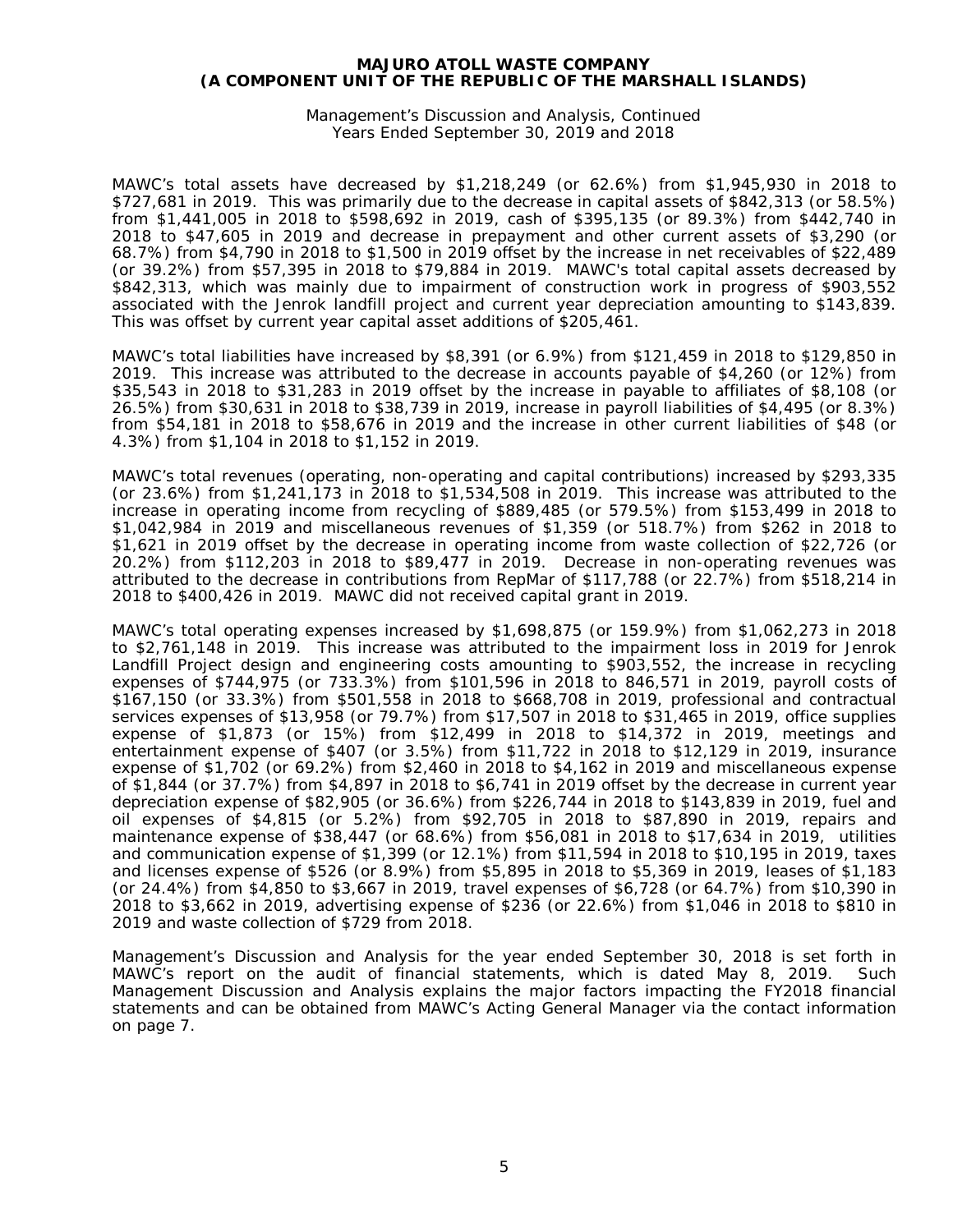MAWC's total assets have decreased by $1,218,249 (or 62.6%) from $1,945,930 in 2018 to $727,681 in 2019. This was primarily due to the decrease in capital assets of $842,313 (or 58.5%) from $1,441,005 in 2018 to $598,692 in 2019, cash of $395,135 (or 89.3%) from $442,740 in 2018 to $47,605 in 2019 and decrease in prepayment and other current assets of $3,290 (or 68.7%) from $4,790 in 2018 to $1,500 in 2019 offset by the increase in net receivables of $22,489 (or 39.2%) from $57,395 in 2018 to $79,884 in 2019. MAWC's total capital assets decreased by $842,313, which was mainly due to impairment of construction work in progress of $903,552 associated with the Jenrok landfill project and current year depreciation amounting to $143,839. This was offset by current year capital asset additions of $205,461.

MAWC's total liabilities have increased by $8,391 (or 6.9%) from $121,459 in 2018 to $129,850 in 2019. This increase was attributed to the decrease in accounts payable of $4,260 (or 12%) from $35,543 in 2018 to $31,283 in 2019 offset by the increase in payable to affiliates of $8,108 (or 26.5%) from $30,631 in 2018 to $38,739 in 2019, increase in payroll liabilities of $4,495 (or 8.3%) from $54,181 in 2018 to $58,676 in 2019 and the increase in other current liabilities of $48 (or 4.3%) from $1,104 in 2018 to $1,152 in 2019.

MAWC's total revenues (operating, non-operating and capital contributions) increased by $293,335 (or 23.6%) from $1,241,173 in 2018 to $1,534,508 in 2019. This increase was attributed to the increase in operating income from recycling of $889,485 (or 579.5%) from $153,499 in 2018 to $1,042,984 in 2019 and miscellaneous revenues of $1,359 (or 518.7%) from $262 in 2018 to $1,621 in 2019 offset by the decrease in operating income from waste collection of $22,726 (or 20.2%) from $112,203 in 2018 to $89,477 in 2019. Decrease in non-operating revenues was attributed to the decrease in contributions from RepMar of $117,788 (or 22.7%) from $518,214 in 2018 to $400,426 in 2019. MAWC did not received capital grant in 2019.

MAWC's total operating expenses increased by $1,698,875 (or 159.9%) from $1,062,273 in 2018 to $2,761,148 in 2019. This increase was attributed to the impairment loss in 2019 for Jenrok Landfill Project design and engineering costs amounting to $903,552, the increase in recycling expenses of $744,975 (or 733.3%) from $101,596 in 2018 to 846,571 in 2019, payroll costs of $167,150 (or 33.3%) from $501,558 in 2018 to $668,708 in 2019, professional and contractual services expenses of $13,958 (or 79.7%) from $17,507 in 2018 to $31,465 in 2019, office supplies expense of $1,873 (or 15%) from $12,499 in 2018 to $14,372 in 2019, meetings and entertainment expense of $407 (or 3.5%) from $11,722 in 2018 to $12,129 in 2019, insurance expense of $1,702 (or 69.2%) from $2,460 in 2018 to $4,162 in 2019 and miscellaneous expense of $1,844 (or 37.7%) from $4,897 in 2018 to $6,741 in 2019 offset by the decrease in current year depreciation expense of $82,905 (or 36.6%) from $226,744 in 2018 to $143,839 in 2019, fuel and oil expenses of $4,815 (or 5.2%) from $92,705 in 2018 to $87,890 in 2019, repairs and maintenance expense of $38,447 (or 68.6%) from $56,081 in 2018 to $17,634 in 2019, utilities and communication expense of $1,399 (or 12.1%) from $11,594 in 2018 to $10,195 in 2019, taxes and licenses expense of $526 (or 8.9%) from $5,895 in 2018 to $5,369 in 2019, leases of $1,183 (or 24.4%) from $4,850 to $3,667 in 2019, travel expenses of $6,728 (or 64.7%) from $10,390 in 2018 to $3,662 in 2019, advertising expense of $236 (or 22.6%) from $1,046 in 2018 to $810 in 2019 and waste collection of $729 from 2018.

Management's Discussion and Analysis for the year ended September 30, 2018 is set forth in MAWC's report on the audit of financial statements, which is dated May 8, 2019. Such Management Discussion and Analysis explains the major factors impacting the FY2018 financial statements and can be obtained from MAWC's Acting General Manager via the contact information on page 7.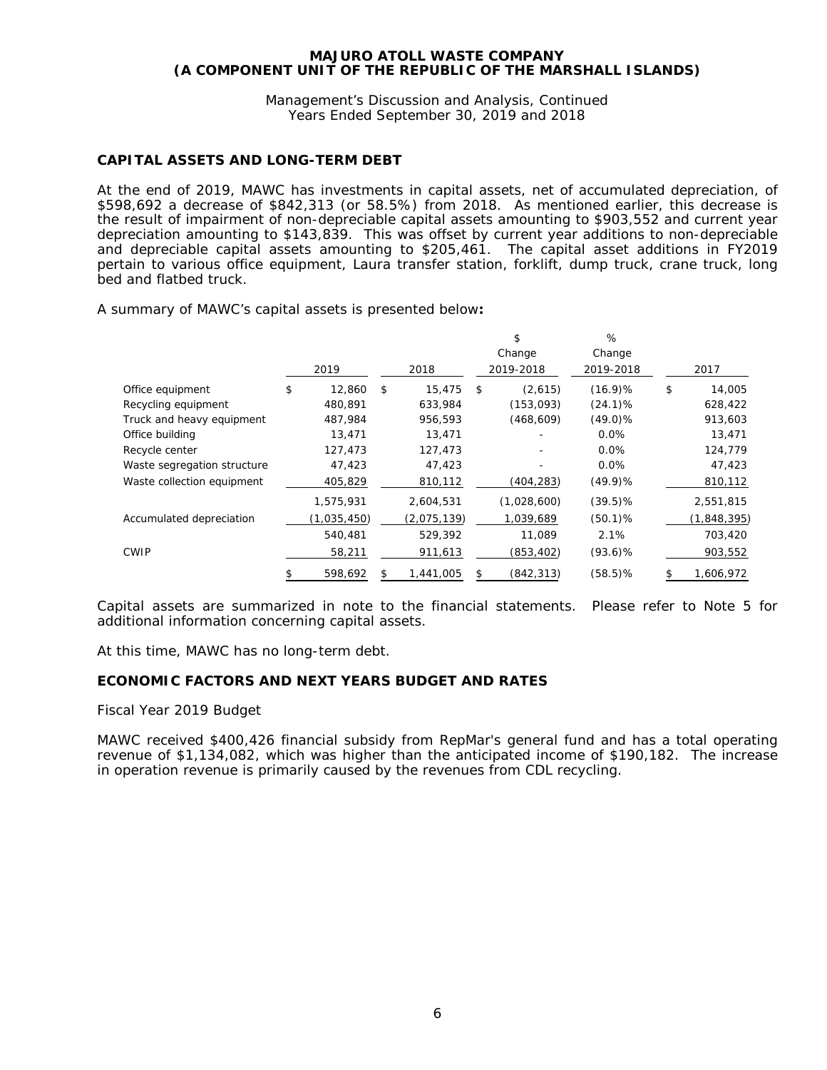# MAJURO ATOLL WASTE COMPANY
# (A COMPONENT UNIT OF THE REPUBLIC OF THE MARSHALL ISLANDS)

Management's Discussion and Analysis, Continued
Years Ended September 30, 2019 and 2018

## CAPITAL ASSETS AND LONG-TERM DEBT

At the end of 2019, MAWC has investments in capital assets, net of accumulated depreciation, of $598,692 a decrease of $842,313 (or 58.5%) from 2018. As mentioned earlier, this decrease is the result of impairment of non-depreciable capital assets amounting to $903,552 and current year depreciation amounting to $143,839. This was offset by current year additions to non-depreciable and depreciable capital assets amounting to $205,461. The capital asset additions in FY2019 pertain to various office equipment, Laura transfer station, forklift, dump truck, crane truck, long bed and flatbed truck.

A summary of MAWC's capital assets is presented below**:**

| | 2019 | 2018 | $ Change 2019-2018 | % Change 2019-2018 | 2017 |
|---|---|---|---|---|---|
| Office equipment | $ 12,860 | $ 15,475 | $ (2,615) | (16.9)% | $ 14,005 |
| Recycling equipment | 480,891 | 633,984 | (153,093) | (24.1)% | 628,422 |
| Truck and heavy equipment | 487,984 | 956,593 | (468,609) | (49.0)% | 913,603 |
| Office building | 13,471 | 13,471 | - | 0.0% | 13,471 |
| Recycle center | 127,473 | 127,473 | - | 0.0% | 124,779 |
| Waste segregation structure | 47,423 | 47,423 | - | 0.0% | 47,423 |
| Waste collection equipment | 405,829 | 810,112 | (404,283) | (49.9)% | 810,112 |
| | 1,575,931 | 2,604,531 | (1,028,600) | (39.5)% | 2,551,815 |
| Accumulated depreciation | (1,035,450) | (2,075,139) | 1,039,689 | (50.1)% | (1,848,395) |
| | 540,481 | 529,392 | 11,089 | 2.1% | 703,420 |
| CWIP | 58,211 | 911,613 | (853,402) | (93.6)% | 903,552 |
| | $ 598,692 | $ 1,441,005 | $ (842,313) | (58.5)% | $ 1,606,972 |

Capital assets are summarized in note to the financial statements. Please refer to Note 5 for additional information concerning capital assets.

At this time, MAWC has no long-term debt.

## ECONOMIC FACTORS AND NEXT YEARS BUDGET AND RATES

Fiscal Year 2019 Budget

MAWC received $400,426 financial subsidy from RepMar's general fund and has a total operating revenue of $1,134,082, which was higher than the anticipated income of $190,182. The increase in operation revenue is primarily caused by the revenues from CDL recycling.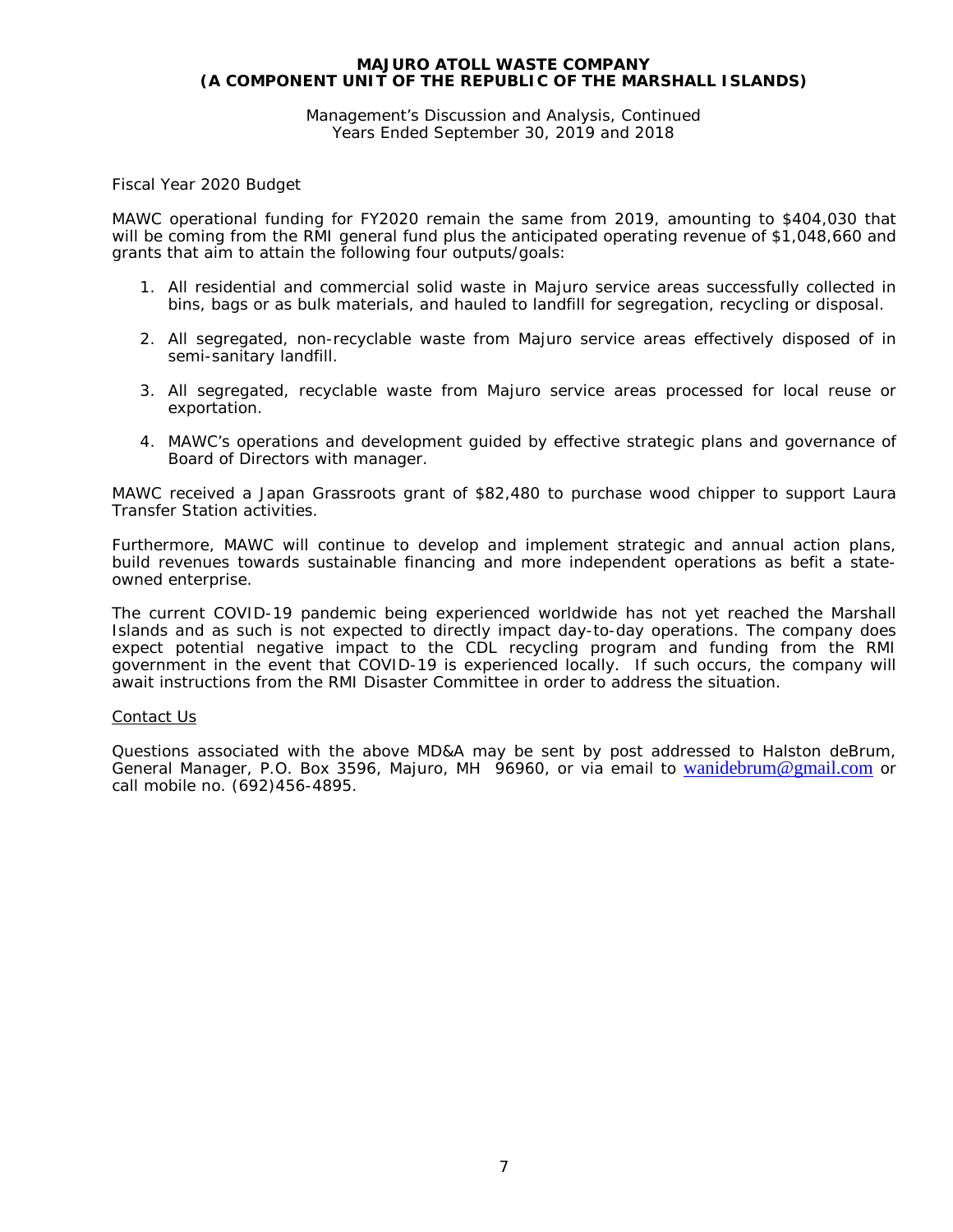Fiscal Year 2020 Budget

MAWC operational funding for FY2020 remain the same from 2019, amounting to $404,030 that will be coming from the RMI general fund plus the anticipated operating revenue of $1,048,660 and grants that aim to attain the following four outputs/goals:

1. All residential and commercial solid waste in Majuro service areas successfully collected in bins, bags or as bulk materials, and hauled to landfill for segregation, recycling or disposal.

2. All segregated, non-recyclable waste from Majuro service areas effectively disposed of in semi-sanitary landfill.

3. All segregated, recyclable waste from Majuro service areas processed for local reuse or exportation.

4. MAWC's operations and development guided by effective strategic plans and governance of Board of Directors with manager.

MAWC received a Japan Grassroots grant of $82,480 to purchase wood chipper to support Laura Transfer Station activities.

Furthermore, MAWC will continue to develop and implement strategic and annual action plans, build revenues towards sustainable financing and more independent operations as befit a state-owned enterprise.

The current COVID-19 pandemic being experienced worldwide has not yet reached the Marshall Islands and as such is not expected to directly impact day-to-day operations. The company does expect potential negative impact to the CDL recycling program and funding from the RMI government in the event that COVID-19 is experienced locally. If such occurs, the company will await instructions from the RMI Disaster Committee in order to address the situation.

Contact Us

Questions associated with the above MD&A may be sent by post addressed to Halston deBrum, General Manager, P.O. Box 3596, Majuro, MH 96960, or via email to wanidebrum@gmail.com or call mobile no. (692)456-4895.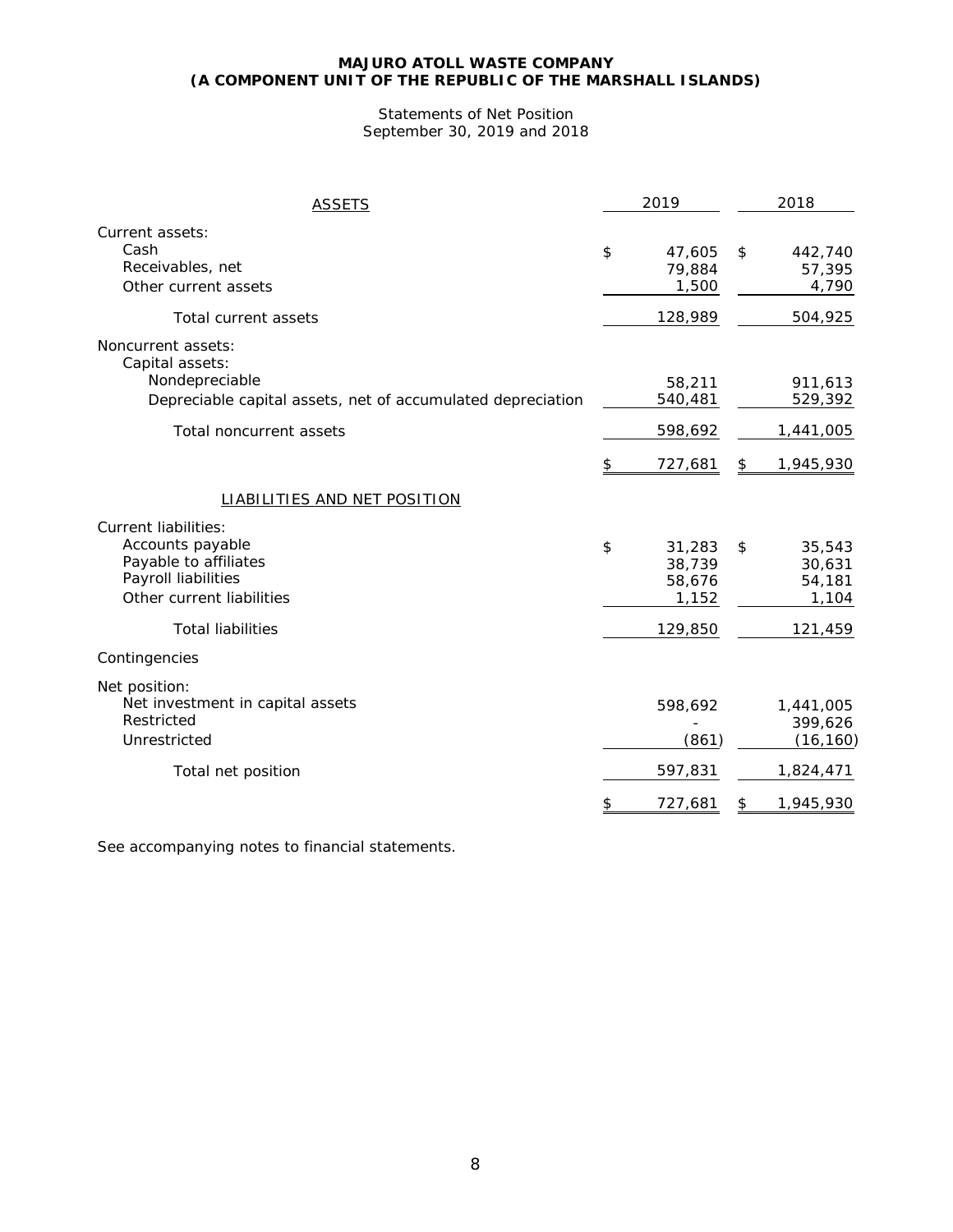**MAJURO ATOLL WASTE COMPANY**
**(A COMPONENT UNIT OF THE REPUBLIC OF THE MARSHALL ISLANDS)**

Statements of Net Position
September 30, 2019 and 2018

| ASSETS | 2019 | 2018 |
|---|---|---|
| Current assets: | | |
| Cash | $ 47,605 | $ 442,740 |
| Receivables, net | 79,884 | 57,395 |
| Other current assets | 1,500 | 4,790 |
| Total current assets | 128,989 | 504,925 |
| Noncurrent assets: | | |
| Capital assets: | | |
| Nondepreciable | 58,211 | 911,613 |
| Depreciable capital assets, net of accumulated depreciation | 540,481 | 529,392 |
| Total noncurrent assets | 598,692 | 1,441,005 |
| | $ 727,681 | $ 1,945,930 |
| LIABILITIES AND NET POSITION | | |
| Current liabilities: | | |
| Accounts payable | $ 31,283 | $ 35,543 |
| Payable to affiliates | 38,739 | 30,631 |
| Payroll liabilities | 58,676 | 54,181 |
| Other current liabilities | 1,152 | 1,104 |
| Total liabilities | 129,850 | 121,459 |
| Contingencies | | |
| Net position: | | |
| Net investment in capital assets | 598,692 | 1,441,005 |
| Restricted | - | 399,626 |
| Unrestricted | (861) | (16,160) |
| Total net position | 597,831 | 1,824,471 |
| | $ 727,681 | $ 1,945,930 |

See accompanying notes to financial statements.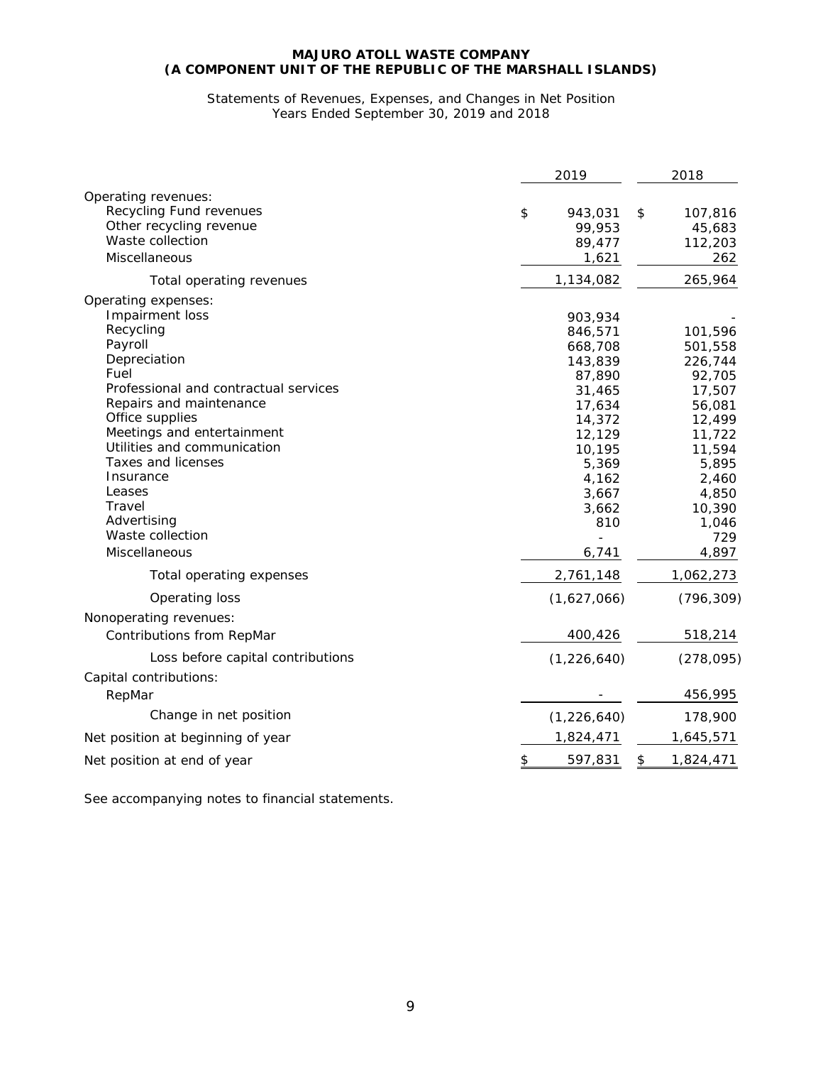**MAJURO ATOLL WASTE COMPANY**
**(A COMPONENT UNIT OF THE REPUBLIC OF THE MARSHALL ISLANDS)**

Statements of Revenues, Expenses, and Changes in Net Position
Years Ended September 30, 2019 and 2018

| | 2019 | 2018 |
|---|---|---|
| Operating revenues: | | |
| Recycling Fund revenues | $ 943,031 | $ 107,816 |
| Other recycling revenue | 99,953 | 45,683 |
| Waste collection | 89,477 | 112,203 |
| Miscellaneous | 1,621 | 262 |
| Total operating revenues | 1,134,082 | 265,964 |
| Operating expenses: | | |
| Impairment loss | 903,934 | - |
| Recycling | 846,571 | 101,596 |
| Payroll | 668,708 | 501,558 |
| Depreciation | 143,839 | 226,744 |
| Fuel | 87,890 | 92,705 |
| Professional and contractual services | 31,465 | 17,507 |
| Repairs and maintenance | 17,634 | 56,081 |
| Office supplies | 14,372 | 12,499 |
| Meetings and entertainment | 12,129 | 11,722 |
| Utilities and communication | 10,195 | 11,594 |
| Taxes and licenses | 5,369 | 5,895 |
| Insurance | 4,162 | 2,460 |
| Leases | 3,667 | 4,850 |
| Travel | 3,662 | 10,390 |
| Advertising | 810 | 1,046 |
| Waste collection | - | 729 |
| Miscellaneous | 6,741 | 4,897 |
| Total operating expenses | 2,761,148 | 1,062,273 |
| Operating loss | (1,627,066) | (796,309) |
| Nonoperating revenues: | | |
| Contributions from RepMar | 400,426 | 518,214 |
| Loss before capital contributions | (1,226,640) | (278,095) |
| Capital contributions: | | |
| RepMar | - | 456,995 |
| Change in net position | (1,226,640) | 178,900 |
| Net position at beginning of year | 1,824,471 | 1,645,571 |
| Net position at end of year | $ 597,831 | $ 1,824,471 |

See accompanying notes to financial statements.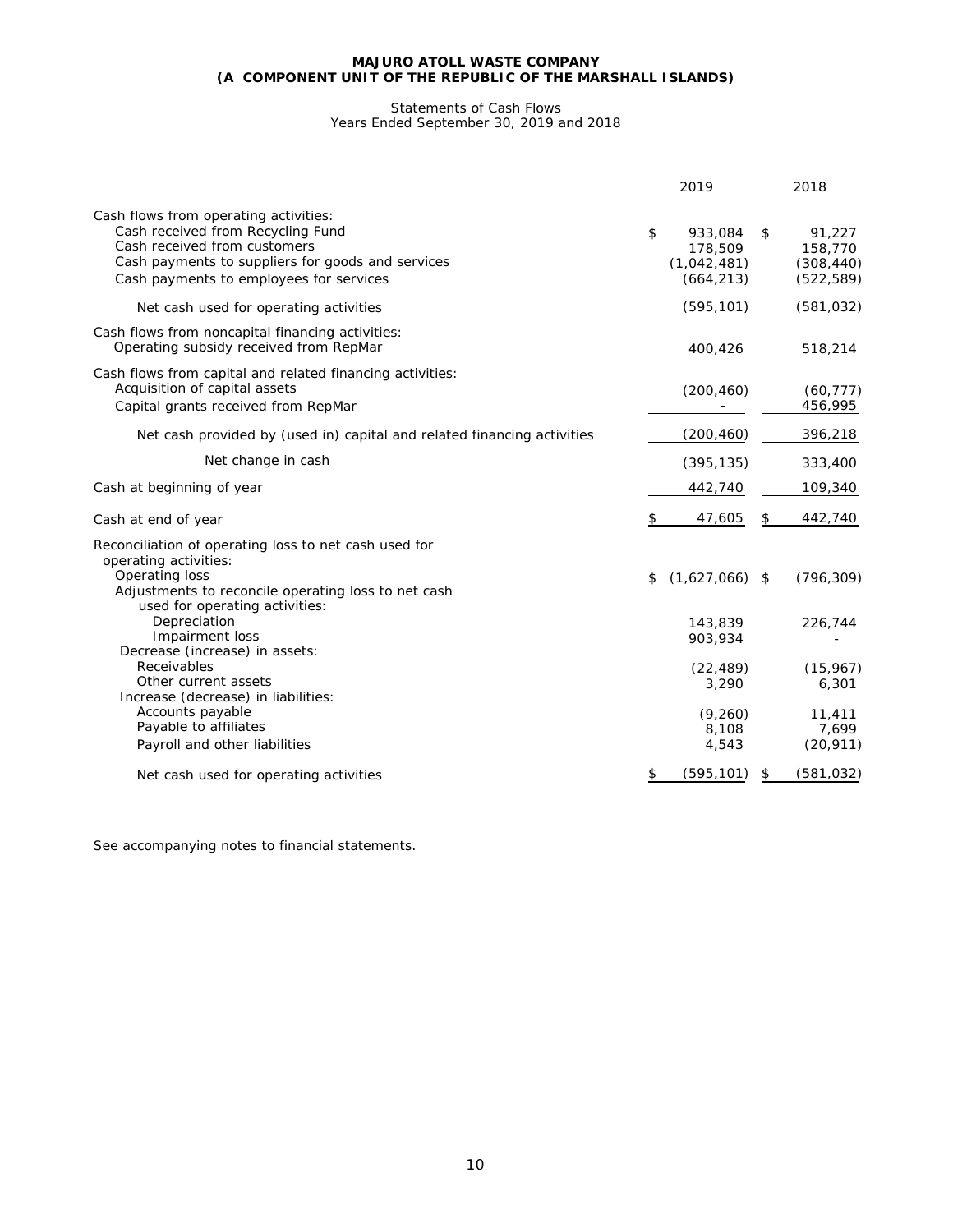**MAJURO ATOLL WASTE COMPANY**
**(A COMPONENT UNIT OF THE REPUBLIC OF THE MARSHALL ISLANDS)**

Statements of Cash Flows
Years Ended September 30, 2019 and 2018

| | 2019 | 2018 |
|---|---|---|
| Cash flows from operating activities: | | |
| Cash received from Recycling Fund | $ 933,084 | $ 91,227 |
| Cash received from customers | 178,509 | 158,770 |
| Cash payments to suppliers for goods and services | (1,042,481) | (308,440) |
| Cash payments to employees for services | (664,213) | (522,589) |
| Net cash used for operating activities | (595,101) | (581,032) |
| Cash flows from noncapital financing activities: | | |
| Operating subsidy received from RepMar | 400,426 | 518,214 |
| Cash flows from capital and related financing activities: | | |
| Acquisition of capital assets | (200,460) | (60,777) |
| Capital grants received from RepMar | - | 456,995 |
| Net cash provided by (used in) capital and related financing activities | (200,460) | 396,218 |
| Net change in cash | (395,135) | 333,400 |
| Cash at beginning of year | 442,740 | 109,340 |
| Cash at end of year | $ 47,605 | $ 442,740 |
| Reconciliation of operating loss to net cash used for operating activities: | | |
| Operating loss | $ (1,627,066) | $ (796,309) |
| Adjustments to reconcile operating loss to net cash used for operating activities: | | |
| Depreciation | 143,839 | 226,744 |
| Impairment loss | 903,934 | - |
| Decrease (increase) in assets: | | |
| Receivables | (22,489) | (15,967) |
| Other current assets | 3,290 | 6,301 |
| Increase (decrease) in liabilities: | | |
| Accounts payable | (9,260) | 11,411 |
| Payable to affiliates | 8,108 | 7,699 |
| Payroll and other liabilities | 4,543 | (20,911) |
| Net cash used for operating activities | $ (595,101) | $ (581,032) |

See accompanying notes to financial statements.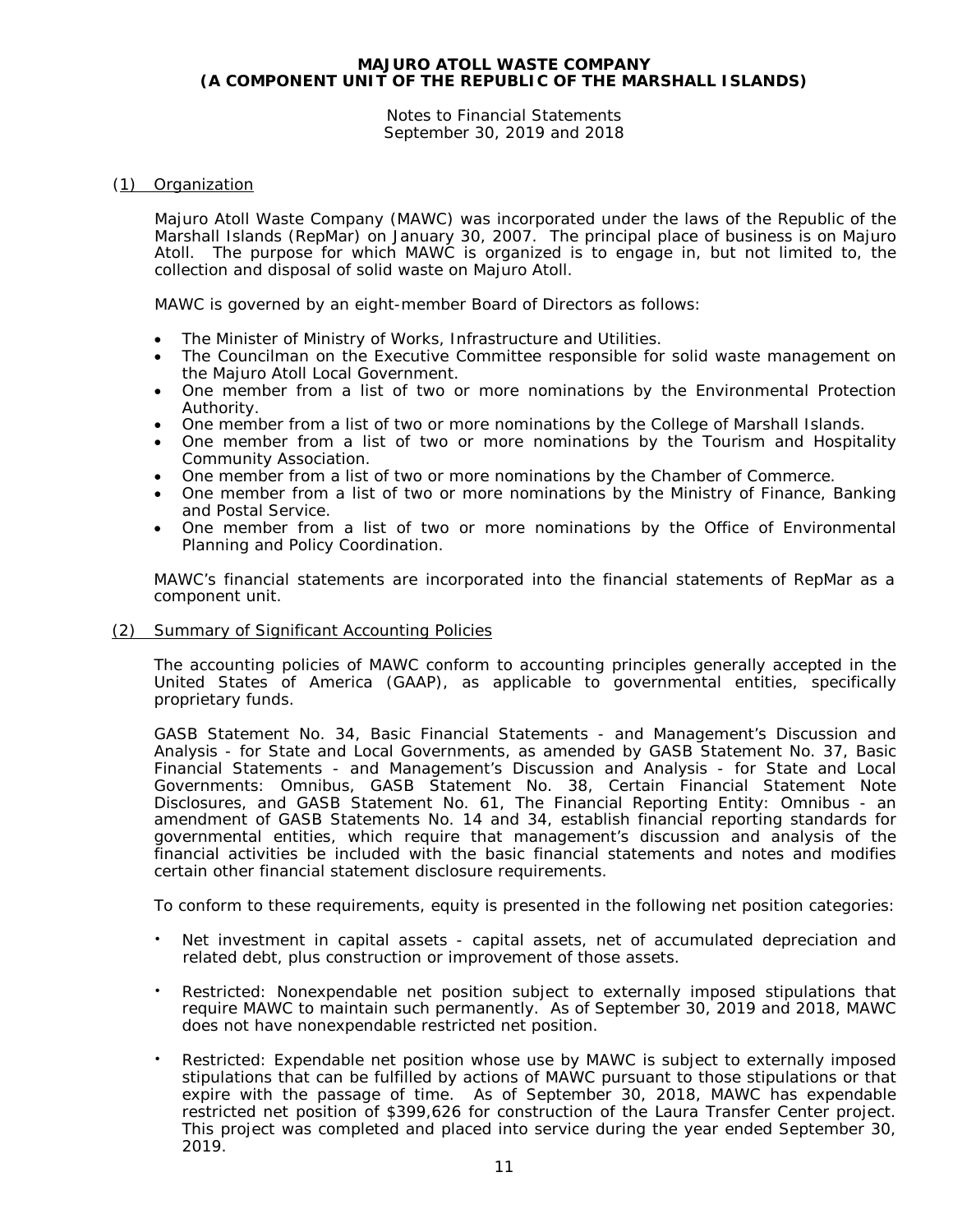# MAJURO ATOLL WASTE COMPANY
# (A COMPONENT UNIT OF THE REPUBLIC OF THE MARSHALL ISLANDS)

Notes to Financial Statements
September 30, 2019 and 2018

## (1) Organization

Majuro Atoll Waste Company (MAWC) was incorporated under the laws of the Republic of the Marshall Islands (RepMar) on January 30, 2007. The principal place of business is on Majuro Atoll. The purpose for which MAWC is organized is to engage in, but not limited to, the collection and disposal of solid waste on Majuro Atoll.

MAWC is governed by an eight-member Board of Directors as follows:

- The Minister of Ministry of Works, Infrastructure and Utilities.
- The Councilman on the Executive Committee responsible for solid waste management on the Majuro Atoll Local Government.
- One member from a list of two or more nominations by the Environmental Protection Authority.
- One member from a list of two or more nominations by the College of Marshall Islands.
- One member from a list of two or more nominations by the Tourism and Hospitality Community Association.
- One member from a list of two or more nominations by the Chamber of Commerce.
- One member from a list of two or more nominations by the Ministry of Finance, Banking and Postal Service.
- One member from a list of two or more nominations by the Office of Environmental Planning and Policy Coordination.

MAWC's financial statements are incorporated into the financial statements of RepMar as a component unit.

## (2) Summary of Significant Accounting Policies

The accounting policies of MAWC conform to accounting principles generally accepted in the United States of America (GAAP), as applicable to governmental entities, specifically proprietary funds.

GASB Statement No. 34, Basic Financial Statements - and Management's Discussion and Analysis - for State and Local Governments, as amended by GASB Statement No. 37, Basic Financial Statements - and Management's Discussion and Analysis - for State and Local Governments: Omnibus, GASB Statement No. 38, Certain Financial Statement Note Disclosures, and GASB Statement No. 61, The Financial Reporting Entity: Omnibus - an amendment of GASB Statements No. 14 and 34, establish financial reporting standards for governmental entities, which require that management's discussion and analysis of the financial activities be included with the basic financial statements and notes and modifies certain other financial statement disclosure requirements.

To conform to these requirements, equity is presented in the following net position categories:

- Net investment in capital assets - capital assets, net of accumulated depreciation and related debt, plus construction or improvement of those assets.
- Restricted: Nonexpendable net position subject to externally imposed stipulations that require MAWC to maintain such permanently. As of September 30, 2019 and 2018, MAWC does not have nonexpendable restricted net position.
- Restricted: Expendable net position whose use by MAWC is subject to externally imposed stipulations that can be fulfilled by actions of MAWC pursuant to those stipulations or that expire with the passage of time. As of September 30, 2018, MAWC has expendable restricted net position of $399,626 for construction of the Laura Transfer Center project. This project was completed and placed into service during the year ended September 30, 2019.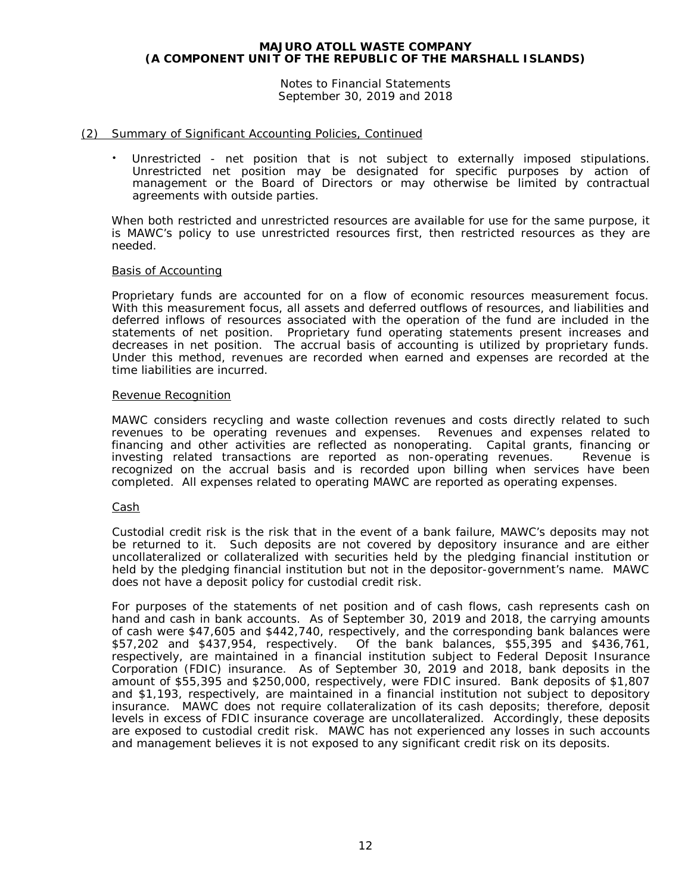## (2) Summary of Significant Accounting Policies, Continued

- Unrestricted - net position that is not subject to externally imposed stipulations. Unrestricted net position may be designated for specific purposes by action of management or the Board of Directors or may otherwise be limited by contractual agreements with outside parties.

When both restricted and unrestricted resources are available for use for the same purpose, it is MAWC's policy to use unrestricted resources first, then restricted resources as they are needed.

### Basis of Accounting

Proprietary funds are accounted for on a flow of economic resources measurement focus. With this measurement focus, all assets and deferred outflows of resources, and liabilities and deferred inflows of resources associated with the operation of the fund are included in the statements of net position. Proprietary fund operating statements present increases and decreases in net position. The accrual basis of accounting is utilized by proprietary funds. Under this method, revenues are recorded when earned and expenses are recorded at the time liabilities are incurred.

### Revenue Recognition

MAWC considers recycling and waste collection revenues and costs directly related to such revenues to be operating revenues and expenses. Revenues and expenses related to financing and other activities are reflected as nonoperating. Capital grants, financing or investing related transactions are reported as non-operating revenues. Revenue is recognized on the accrual basis and is recorded upon billing when services have been completed. All expenses related to operating MAWC are reported as operating expenses.

### Cash

Custodial credit risk is the risk that in the event of a bank failure, MAWC's deposits may not be returned to it. Such deposits are not covered by depository insurance and are either uncollateralized or collateralized with securities held by the pledging financial institution or held by the pledging financial institution but not in the depositor-government's name. MAWC does not have a deposit policy for custodial credit risk.

For purposes of the statements of net position and of cash flows, cash represents cash on hand and cash in bank accounts. As of September 30, 2019 and 2018, the carrying amounts of cash were $47,605 and $442,740, respectively, and the corresponding bank balances were $57,202 and $437,954, respectively. Of the bank balances, $55,395 and $436,761, respectively, are maintained in a financial institution subject to Federal Deposit Insurance Corporation (FDIC) insurance. As of September 30, 2019 and 2018, bank deposits in the amount of $55,395 and $250,000, respectively, were FDIC insured. Bank deposits of $1,807 and $1,193, respectively, are maintained in a financial institution not subject to depository insurance. MAWC does not require collateralization of its cash deposits; therefore, deposit levels in excess of FDIC insurance coverage are uncollateralized. Accordingly, these deposits are exposed to custodial credit risk. MAWC has not experienced any losses in such accounts and management believes it is not exposed to any significant credit risk on its deposits.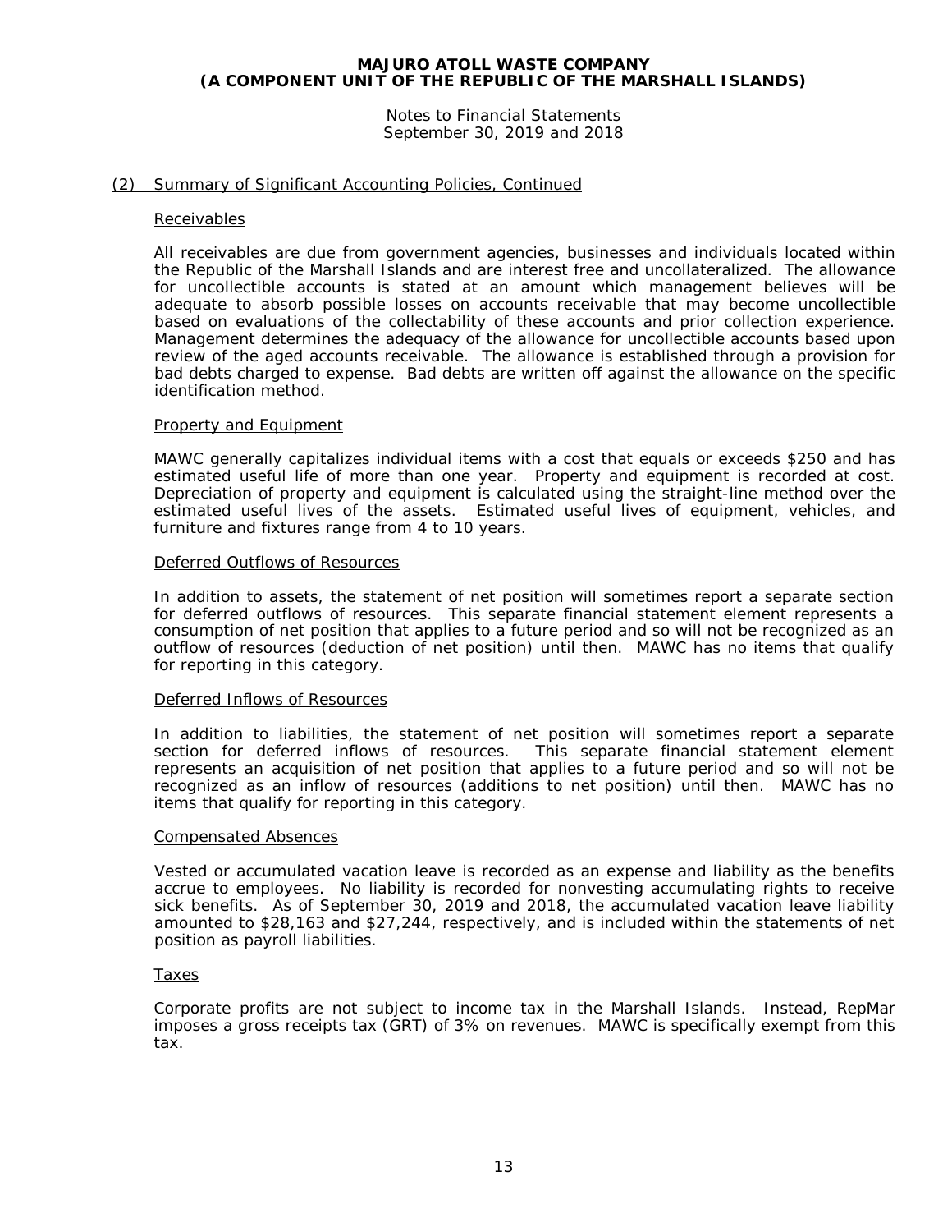## (2) Summary of Significant Accounting Policies, Continued

### Receivables

All receivables are due from government agencies, businesses and individuals located within the Republic of the Marshall Islands and are interest free and uncollateralized. The allowance for uncollectible accounts is stated at an amount which management believes will be adequate to absorb possible losses on accounts receivable that may become uncollectible based on evaluations of the collectability of these accounts and prior collection experience. Management determines the adequacy of the allowance for uncollectible accounts based upon review of the aged accounts receivable. The allowance is established through a provision for bad debts charged to expense. Bad debts are written off against the allowance on the specific identification method.

### Property and Equipment

MAWC generally capitalizes individual items with a cost that equals or exceeds $250 and has estimated useful life of more than one year. Property and equipment is recorded at cost. Depreciation of property and equipment is calculated using the straight-line method over the estimated useful lives of the assets. Estimated useful lives of equipment, vehicles, and furniture and fixtures range from 4 to 10 years.

### Deferred Outflows of Resources

In addition to assets, the statement of net position will sometimes report a separate section for deferred outflows of resources. This separate financial statement element represents a consumption of net position that applies to a future period and so will not be recognized as an outflow of resources (deduction of net position) until then. MAWC has no items that qualify for reporting in this category.

### Deferred Inflows of Resources

In addition to liabilities, the statement of net position will sometimes report a separate section for deferred inflows of resources. This separate financial statement element represents an acquisition of net position that applies to a future period and so will not be recognized as an inflow of resources (additions to net position) until then. MAWC has no items that qualify for reporting in this category.

### Compensated Absences

Vested or accumulated vacation leave is recorded as an expense and liability as the benefits accrue to employees. No liability is recorded for nonvesting accumulating rights to receive sick benefits. As of September 30, 2019 and 2018, the accumulated vacation leave liability amounted to $28,163 and $27,244, respectively, and is included within the statements of net position as payroll liabilities.

### Taxes

Corporate profits are not subject to income tax in the Marshall Islands. Instead, RepMar imposes a gross receipts tax (GRT) of 3% on revenues. MAWC is specifically exempt from this tax.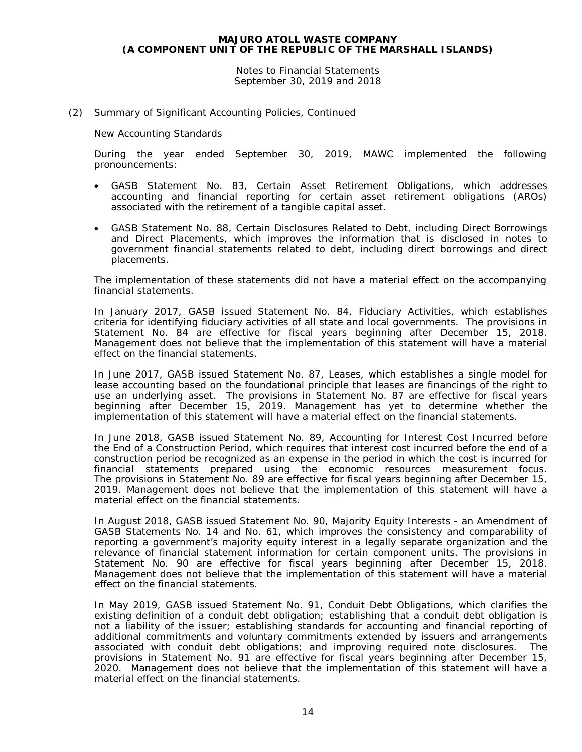## (2) Summary of Significant Accounting Policies, Continued

### New Accounting Standards

During the year ended September 30, 2019, MAWC implemented the following pronouncements:

- GASB Statement No. 83, Certain Asset Retirement Obligations, which addresses accounting and financial reporting for certain asset retirement obligations (AROs) associated with the retirement of a tangible capital asset.
- GASB Statement No. 88, Certain Disclosures Related to Debt, including Direct Borrowings and Direct Placements, which improves the information that is disclosed in notes to government financial statements related to debt, including direct borrowings and direct placements.

The implementation of these statements did not have a material effect on the accompanying financial statements.

In January 2017, GASB issued Statement No. 84, Fiduciary Activities, which establishes criteria for identifying fiduciary activities of all state and local governments. The provisions in Statement No. 84 are effective for fiscal years beginning after December 15, 2018. Management does not believe that the implementation of this statement will have a material effect on the financial statements.

In June 2017, GASB issued Statement No. 87, Leases, which establishes a single model for lease accounting based on the foundational principle that leases are financings of the right to use an underlying asset. The provisions in Statement No. 87 are effective for fiscal years beginning after December 15, 2019. Management has yet to determine whether the implementation of this statement will have a material effect on the financial statements.

In June 2018, GASB issued Statement No. 89, Accounting for Interest Cost Incurred before the End of a Construction Period, which requires that interest cost incurred before the end of a construction period be recognized as an expense in the period in which the cost is incurred for financial statements prepared using the economic resources measurement focus. The provisions in Statement No. 89 are effective for fiscal years beginning after December 15, 2019. Management does not believe that the implementation of this statement will have a material effect on the financial statements.

In August 2018, GASB issued Statement No. 90, Majority Equity Interests - an Amendment of GASB Statements No. 14 and No. 61, which improves the consistency and comparability of reporting a government's majority equity interest in a legally separate organization and the relevance of financial statement information for certain component units. The provisions in Statement No. 90 are effective for fiscal years beginning after December 15, 2018. Management does not believe that the implementation of this statement will have a material effect on the financial statements.

In May 2019, GASB issued Statement No. 91, Conduit Debt Obligations, which clarifies the existing definition of a conduit debt obligation; establishing that a conduit debt obligation is not a liability of the issuer; establishing standards for accounting and financial reporting of additional commitments and voluntary commitments extended by issuers and arrangements associated with conduit debt obligations; and improving required note disclosures. The provisions in Statement No. 91 are effective for fiscal years beginning after December 15, 2020. Management does not believe that the implementation of this statement will have a material effect on the financial statements.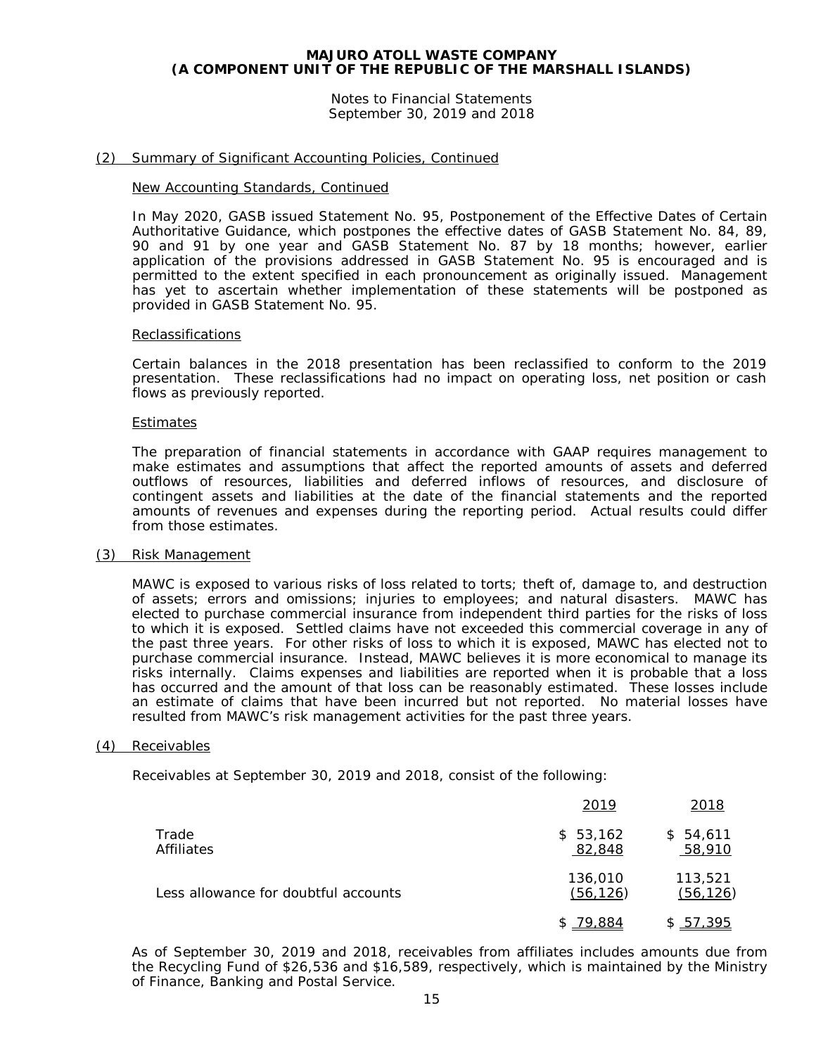### (2) Summary of Significant Accounting Policies, Continued

#### New Accounting Standards, Continued

In May 2020, GASB issued Statement No. 95, Postponement of the Effective Dates of Certain Authoritative Guidance, which postpones the effective dates of GASB Statement No. 84, 89, 90 and 91 by one year and GASB Statement No. 87 by 18 months; however, earlier application of the provisions addressed in GASB Statement No. 95 is encouraged and is permitted to the extent specified in each pronouncement as originally issued. Management has yet to ascertain whether implementation of these statements will be postponed as provided in GASB Statement No. 95.

#### Reclassifications

Certain balances in the 2018 presentation has been reclassified to conform to the 2019 presentation. These reclassifications had no impact on operating loss, net position or cash flows as previously reported.

#### Estimates

The preparation of financial statements in accordance with GAAP requires management to make estimates and assumptions that affect the reported amounts of assets and deferred outflows of resources, liabilities and deferred inflows of resources, and disclosure of contingent assets and liabilities at the date of the financial statements and the reported amounts of revenues and expenses during the reporting period. Actual results could differ from those estimates.

### (3) Risk Management

MAWC is exposed to various risks of loss related to torts; theft of, damage to, and destruction of assets; errors and omissions; injuries to employees; and natural disasters. MAWC has elected to purchase commercial insurance from independent third parties for the risks of loss to which it is exposed. Settled claims have not exceeded this commercial coverage in any of the past three years. For other risks of loss to which it is exposed, MAWC has elected not to purchase commercial insurance. Instead, MAWC believes it is more economical to manage its risks internally. Claims expenses and liabilities are reported when it is probable that a loss has occurred and the amount of that loss can be reasonably estimated. These losses include an estimate of claims that have been incurred but not reported. No material losses have resulted from MAWC's risk management activities for the past three years.

### (4) Receivables

Receivables at September 30, 2019 and 2018, consist of the following:

| | 2019 | 2018 |
|---|---|---|
| Trade | $ 53,162 | $ 54,611 |
| Affiliates | 82,848 | 58,910 |
| | 136,010 | 113,521 |
| Less allowance for doubtful accounts | (56,126) | (56,126) |
| | $ 79,884 | $ 57,395 |

As of September 30, 2019 and 2018, receivables from affiliates includes amounts due from the Recycling Fund of $26,536 and $16,589, respectively, which is maintained by the Ministry of Finance, Banking and Postal Service.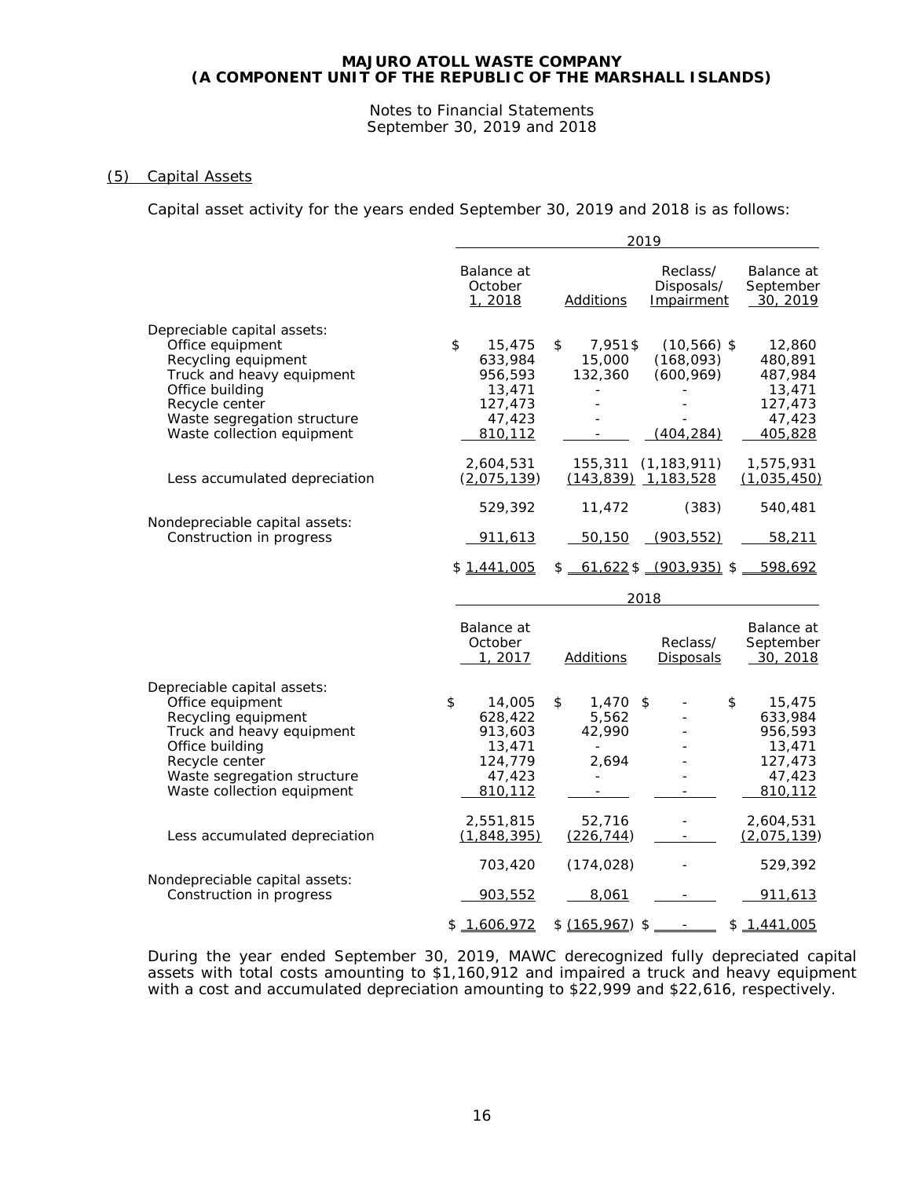## (5) Capital Assets

Capital asset activity for the years ended September 30, 2019 and 2018 is as follows:

| | 2019 | | | |
|---|---|---|---|---|
| | Balance at October 1, 2018 | Additions | Reclass/ Disposals/ Impairment | Balance at September 30, 2019 |
| Depreciable capital assets: | | | | |
| Office equipment | $ 15,475 | $ 7,951 | $ (10,566) | $ 12,860 |
| Recycling equipment | 633,984 | 15,000 | (168,093) | 480,891 |
| Truck and heavy equipment | 956,593 | 132,360 | (600,969) | 487,984 |
| Office building | 13,471 | - | - | 13,471 |
| Recycle center | 127,473 | - | - | 127,473 |
| Waste segregation structure | 47,423 | - | - | 47,423 |
| Waste collection equipment | 810,112 | - | (404,284) | 405,828 |
| | 2,604,531 | 155,311 | (1,183,911) | 1,575,931 |
| Less accumulated depreciation | (2,075,139) | (143,839) | 1,183,528 | (1,035,450) |
| | 529,392 | 11,472 | (383) | 540,481 |
| Nondepreciable capital assets: | | | | |
| Construction in progress | 911,613 | 50,150 | (903,552) | 58,211 |
| | $ 1,441,005 | $ 61,622 | $ (903,935) | $ 598,692 |

| | 2018 | | | |
|---|---|---|---|---|
| | Balance at October 1, 2017 | Additions | Reclass/ Disposals | Balance at September 30, 2018 |
| Depreciable capital assets: | | | | |
| Office equipment | $ 14,005 | $ 1,470 | $ - | $ 15,475 |
| Recycling equipment | 628,422 | 5,562 | - | 633,984 |
| Truck and heavy equipment | 913,603 | 42,990 | - | 956,593 |
| Office building | 13,471 | - | - | 13,471 |
| Recycle center | 124,779 | 2,694 | - | 127,473 |
| Waste segregation structure | 47,423 | - | - | 47,423 |
| Waste collection equipment | 810,112 | - | - | 810,112 |
| | 2,551,815 | 52,716 | - | 2,604,531 |
| Less accumulated depreciation | (1,848,395) | (226,744) | - | (2,075,139) |
| | 703,420 | (174,028) | - | 529,392 |
| Nondepreciable capital assets: | | | | |
| Construction in progress | 903,552 | 8,061 | - | 911,613 |
| | $ 1,606,972 | $ (165,967) | $ - | $ 1,441,005 |

During the year ended September 30, 2019, MAWC derecognized fully depreciated capital assets with total costs amounting to $1,160,912 and impaired a truck and heavy equipment with a cost and accumulated depreciation amounting to $22,999 and $22,616, respectively.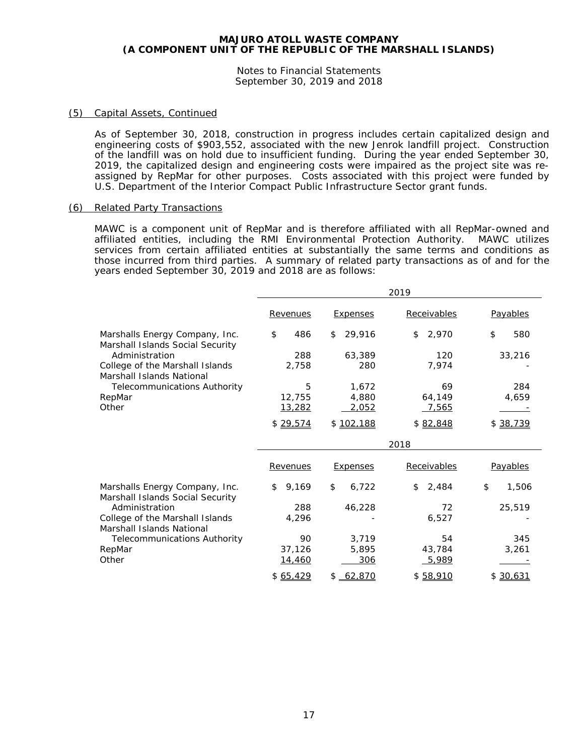### (5) Capital Assets, Continued

As of September 30, 2018, construction in progress includes certain capitalized design and engineering costs of $903,552, associated with the new Jenrok landfill project. Construction of the landfill was on hold due to insufficient funding. During the year ended September 30, 2019, the capitalized design and engineering costs were impaired as the project site was re-assigned by RepMar for other purposes. Costs associated with this project were funded by U.S. Department of the Interior Compact Public Infrastructure Sector grant funds.

### (6) Related Party Transactions

MAWC is a component unit of RepMar and is therefore affiliated with all RepMar-owned and affiliated entities, including the RMI Environmental Protection Authority. MAWC utilizes services from certain affiliated entities at substantially the same terms and conditions as those incurred from third parties. A summary of related party transactions as of and for the years ended September 30, 2019 and 2018 are as follows:

| | 2019 | | | |
|---|---|---|---|---|
| | Revenues | Expenses | Receivables | Payables |
| Marshalls Energy Company, Inc. | $ 486 | $ 29,916 | $ 2,970 | $ 580 |
| Marshall Islands Social Security Administration | 288 | 63,389 | 120 | 33,216 |
| College of the Marshall Islands | 2,758 | 280 | 7,974 | - |
| Marshall Islands National Telecommunications Authority | 5 | 1,672 | 69 | 284 |
| RepMar | 12,755 | 4,880 | 64,149 | 4,659 |
| Other | 13,282 | 2,052 | 7,565 | - |
| | $ 29,574 | $ 102,188 | $ 82,848 | $ 38,739 |

| | 2018 | | | |
|---|---|---|---|---|
| | Revenues | Expenses | Receivables | Payables |
| Marshalls Energy Company, Inc. | $ 9,169 | $ 6,722 | $ 2,484 | $ 1,506 |
| Marshall Islands Social Security Administration | 288 | 46,228 | 72 | 25,519 |
| College of the Marshall Islands | 4,296 | - | 6,527 | - |
| Marshall Islands National Telecommunications Authority | 90 | 3,719 | 54 | 345 |
| RepMar | 37,126 | 5,895 | 43,784 | 3,261 |
| Other | 14,460 | 306 | 5,989 | - |
| | $ 65,429 | $ 62,870 | $ 58,910 | $ 30,631 |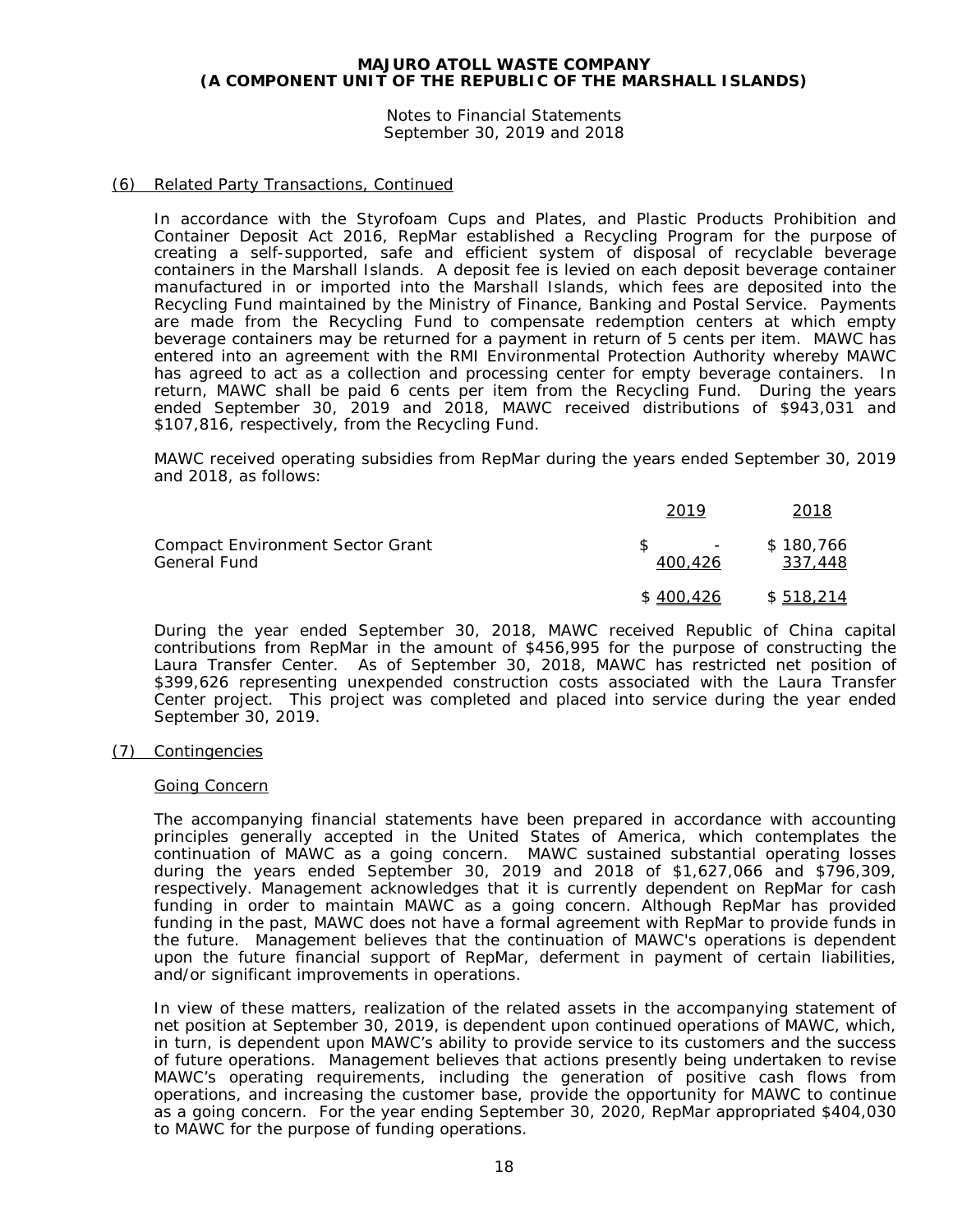# MAJURO ATOLL WASTE COMPANY
# (A COMPONENT UNIT OF THE REPUBLIC OF THE MARSHALL ISLANDS)

Notes to Financial Statements
September 30, 2019 and 2018

## (6) Related Party Transactions, Continued

In accordance with the Styrofoam Cups and Plates, and Plastic Products Prohibition and Container Deposit Act 2016, RepMar established a Recycling Program for the purpose of creating a self-supported, safe and efficient system of disposal of recyclable beverage containers in the Marshall Islands. A deposit fee is levied on each deposit beverage container manufactured in or imported into the Marshall Islands, which fees are deposited into the Recycling Fund maintained by the Ministry of Finance, Banking and Postal Service. Payments are made from the Recycling Fund to compensate redemption centers at which empty beverage containers may be returned for a payment in return of 5 cents per item. MAWC has entered into an agreement with the RMI Environmental Protection Authority whereby MAWC has agreed to act as a collection and processing center for empty beverage containers. In return, MAWC shall be paid 6 cents per item from the Recycling Fund. During the years ended September 30, 2019 and 2018, MAWC received distributions of $943,031 and $107,816, respectively, from the Recycling Fund.

MAWC received operating subsidies from RepMar during the years ended September 30, 2019 and 2018, as follows:

| | 2019 | 2018 |
|---|---|---|
| Compact Environment Sector Grant | $ - | $ 180,766 |
| General Fund | 400,426 | 337,448 |
| | $ 400,426 | $ 518,214 |

During the year ended September 30, 2018, MAWC received Republic of China capital contributions from RepMar in the amount of $456,995 for the purpose of constructing the Laura Transfer Center. As of September 30, 2018, MAWC has restricted net position of $399,626 representing unexpended construction costs associated with the Laura Transfer Center project. This project was completed and placed into service during the year ended September 30, 2019.

## (7) Contingencies

### Going Concern

The accompanying financial statements have been prepared in accordance with accounting principles generally accepted in the United States of America, which contemplates the continuation of MAWC as a going concern. MAWC sustained substantial operating losses during the years ended September 30, 2019 and 2018 of $1,627,066 and $796,309, respectively. Management acknowledges that it is currently dependent on RepMar for cash funding in order to maintain MAWC as a going concern. Although RepMar has provided funding in the past, MAWC does not have a formal agreement with RepMar to provide funds in the future. Management believes that the continuation of MAWC's operations is dependent upon the future financial support of RepMar, deferment in payment of certain liabilities, and/or significant improvements in operations.

In view of these matters, realization of the related assets in the accompanying statement of net position at September 30, 2019, is dependent upon continued operations of MAWC, which, in turn, is dependent upon MAWC's ability to provide service to its customers and the success of future operations. Management believes that actions presently being undertaken to revise MAWC's operating requirements, including the generation of positive cash flows from operations, and increasing the customer base, provide the opportunity for MAWC to continue as a going concern. For the year ending September 30, 2020, RepMar appropriated $404,030 to MAWC for the purpose of funding operations.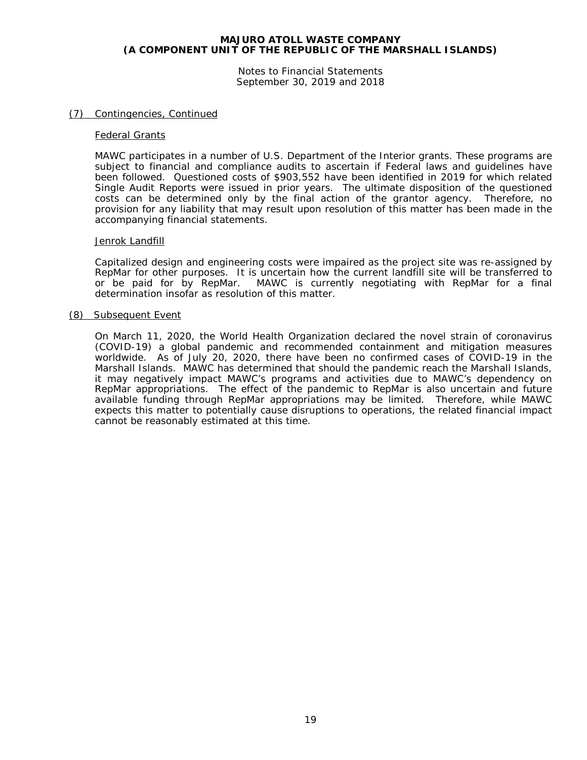### (7) Contingencies, Continued

#### Federal Grants

MAWC participates in a number of U.S. Department of the Interior grants. These programs are subject to financial and compliance audits to ascertain if Federal laws and guidelines have been followed. Questioned costs of $903,552 have been identified in 2019 for which related Single Audit Reports were issued in prior years. The ultimate disposition of the questioned costs can be determined only by the final action of the grantor agency. Therefore, no provision for any liability that may result upon resolution of this matter has been made in the accompanying financial statements.

#### Jenrok Landfill

Capitalized design and engineering costs were impaired as the project site was re-assigned by RepMar for other purposes. It is uncertain how the current landfill site will be transferred to or be paid for by RepMar. MAWC is currently negotiating with RepMar for a final determination insofar as resolution of this matter.

### (8) Subsequent Event

On March 11, 2020, the World Health Organization declared the novel strain of coronavirus (COVID-19) a global pandemic and recommended containment and mitigation measures worldwide. As of July 20, 2020, there have been no confirmed cases of COVID-19 in the Marshall Islands. MAWC has determined that should the pandemic reach the Marshall Islands, it may negatively impact MAWC's programs and activities due to MAWC's dependency on RepMar appropriations. The effect of the pandemic to RepMar is also uncertain and future available funding through RepMar appropriations may be limited. Therefore, while MAWC expects this matter to potentially cause disruptions to operations, the related financial impact cannot be reasonably estimated at this time.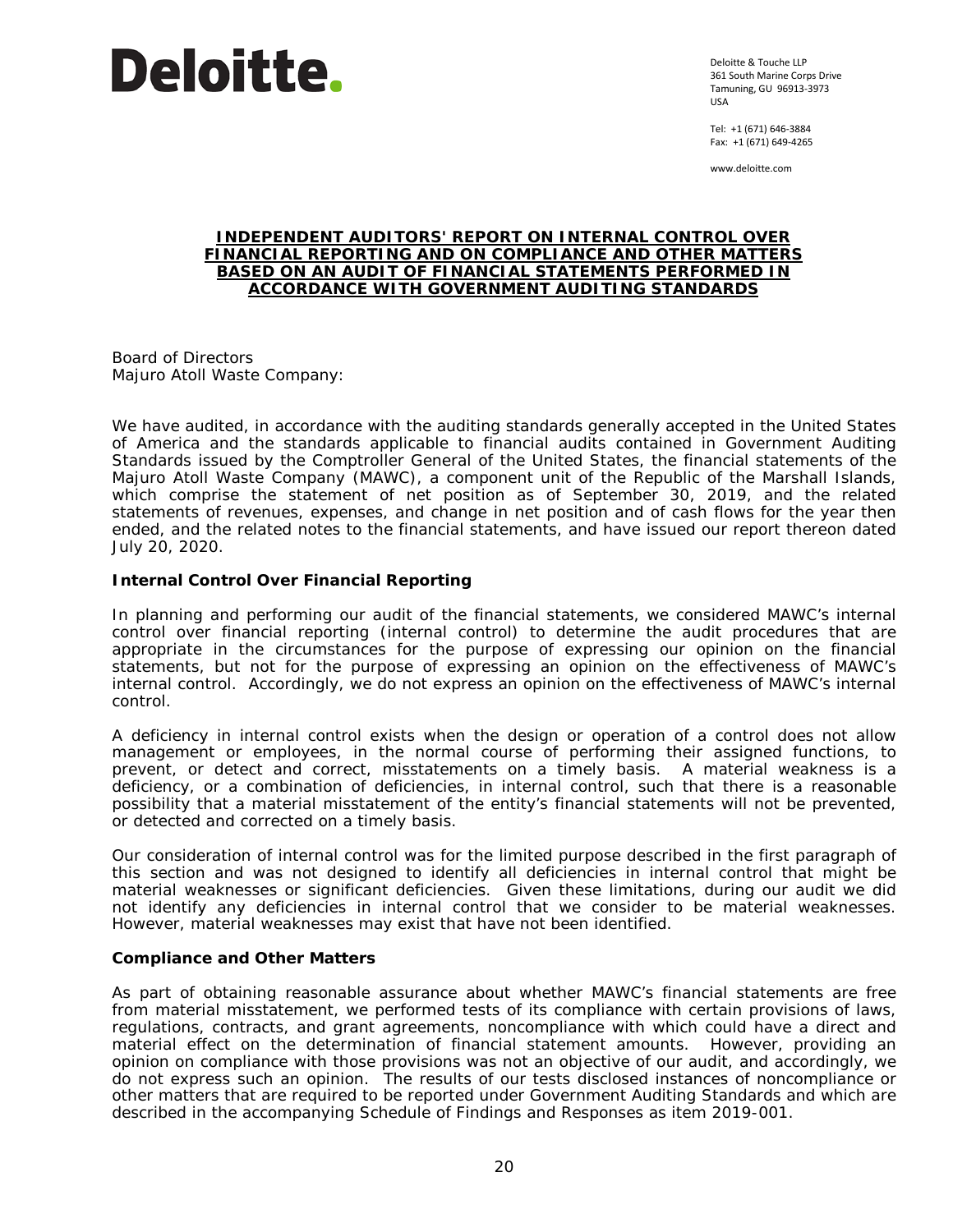**Deloitte.**

Deloitte & Touche LLP
361 South Marine Corps Drive
Tamuning, GU 96913-3973
USA

Tel: +1 (671) 646-3884
Fax: +1 (671) 649-4265

www.deloitte.com

# INDEPENDENT AUDITORS' REPORT ON INTERNAL CONTROL OVER FINANCIAL REPORTING AND ON COMPLIANCE AND OTHER MATTERS BASED ON AN AUDIT OF FINANCIAL STATEMENTS PERFORMED IN ACCORDANCE WITH GOVERNMENT AUDITING STANDARDS

Board of Directors
Majuro Atoll Waste Company:

We have audited, in accordance with the auditing standards generally accepted in the United States of America and the standards applicable to financial audits contained in Government Auditing Standards issued by the Comptroller General of the United States, the financial statements of the Majuro Atoll Waste Company (MAWC), a component unit of the Republic of the Marshall Islands, which comprise the statement of net position as of September 30, 2019, and the related statements of revenues, expenses, and change in net position and of cash flows for the year then ended, and the related notes to the financial statements, and have issued our report thereon dated July 20, 2020.

## Internal Control Over Financial Reporting

In planning and performing our audit of the financial statements, we considered MAWC's internal control over financial reporting (internal control) to determine the audit procedures that are appropriate in the circumstances for the purpose of expressing our opinion on the financial statements, but not for the purpose of expressing an opinion on the effectiveness of MAWC's internal control. Accordingly, we do not express an opinion on the effectiveness of MAWC's internal control.

A deficiency in internal control exists when the design or operation of a control does not allow management or employees, in the normal course of performing their assigned functions, to prevent, or detect and correct, misstatements on a timely basis. A material weakness is a deficiency, or a combination of deficiencies, in internal control, such that there is a reasonable possibility that a material misstatement of the entity's financial statements will not be prevented, or detected and corrected on a timely basis.

Our consideration of internal control was for the limited purpose described in the first paragraph of this section and was not designed to identify all deficiencies in internal control that might be material weaknesses or significant deficiencies. Given these limitations, during our audit we did not identify any deficiencies in internal control that we consider to be material weaknesses. However, material weaknesses may exist that have not been identified.

## Compliance and Other Matters

As part of obtaining reasonable assurance about whether MAWC's financial statements are free from material misstatement, we performed tests of its compliance with certain provisions of laws, regulations, contracts, and grant agreements, noncompliance with which could have a direct and material effect on the determination of financial statement amounts. However, providing an opinion on compliance with those provisions was not an objective of our audit, and accordingly, we do not express such an opinion. The results of our tests disclosed instances of noncompliance or other matters that are required to be reported under Government Auditing Standards and which are described in the accompanying Schedule of Findings and Responses as item 2019-001.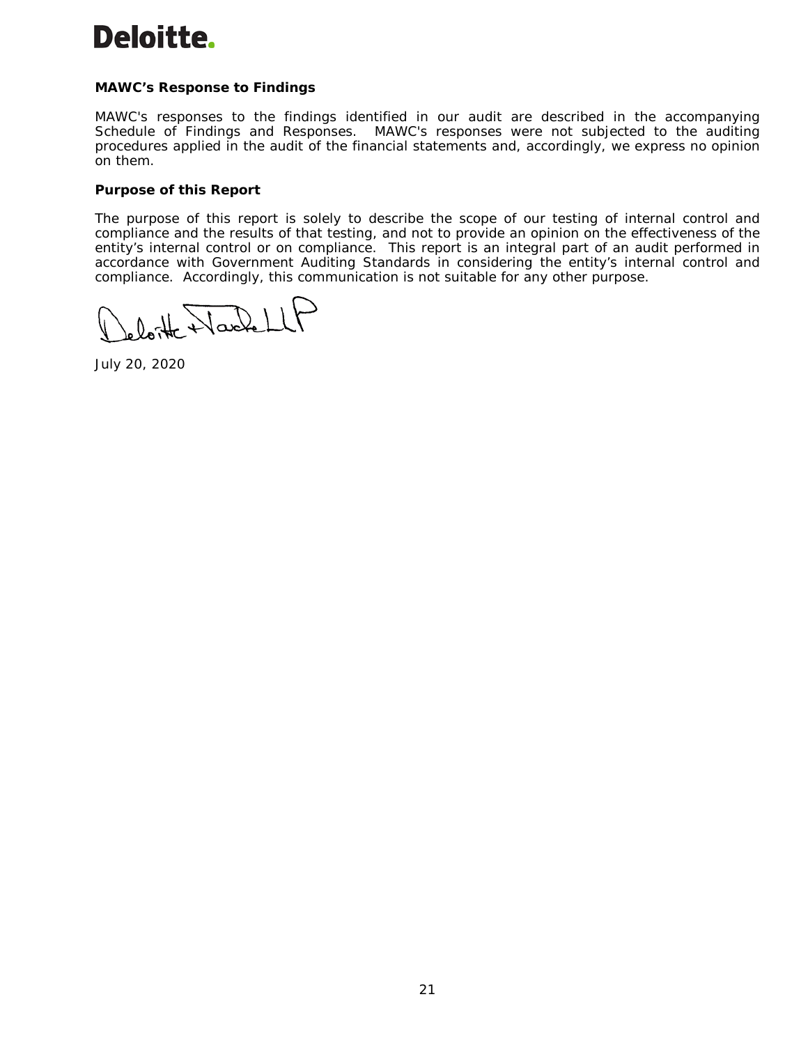Deloitte.

**MAWC's Response to Findings**

MAWC's responses to the findings identified in our audit are described in the accompanying Schedule of Findings and Responses. MAWC's responses were not subjected to the auditing procedures applied in the audit of the financial statements and, accordingly, we express no opinion on them.

**Purpose of this Report**

The purpose of this report is solely to describe the scope of our testing of internal control and compliance and the results of that testing, and not to provide an opinion on the effectiveness of the entity's internal control or on compliance. This report is an integral part of an audit performed in accordance with Government Auditing Standards in considering the entity's internal control and compliance. Accordingly, this communication is not suitable for any other purpose.

Deloitte & Touche LLP

July 20, 2020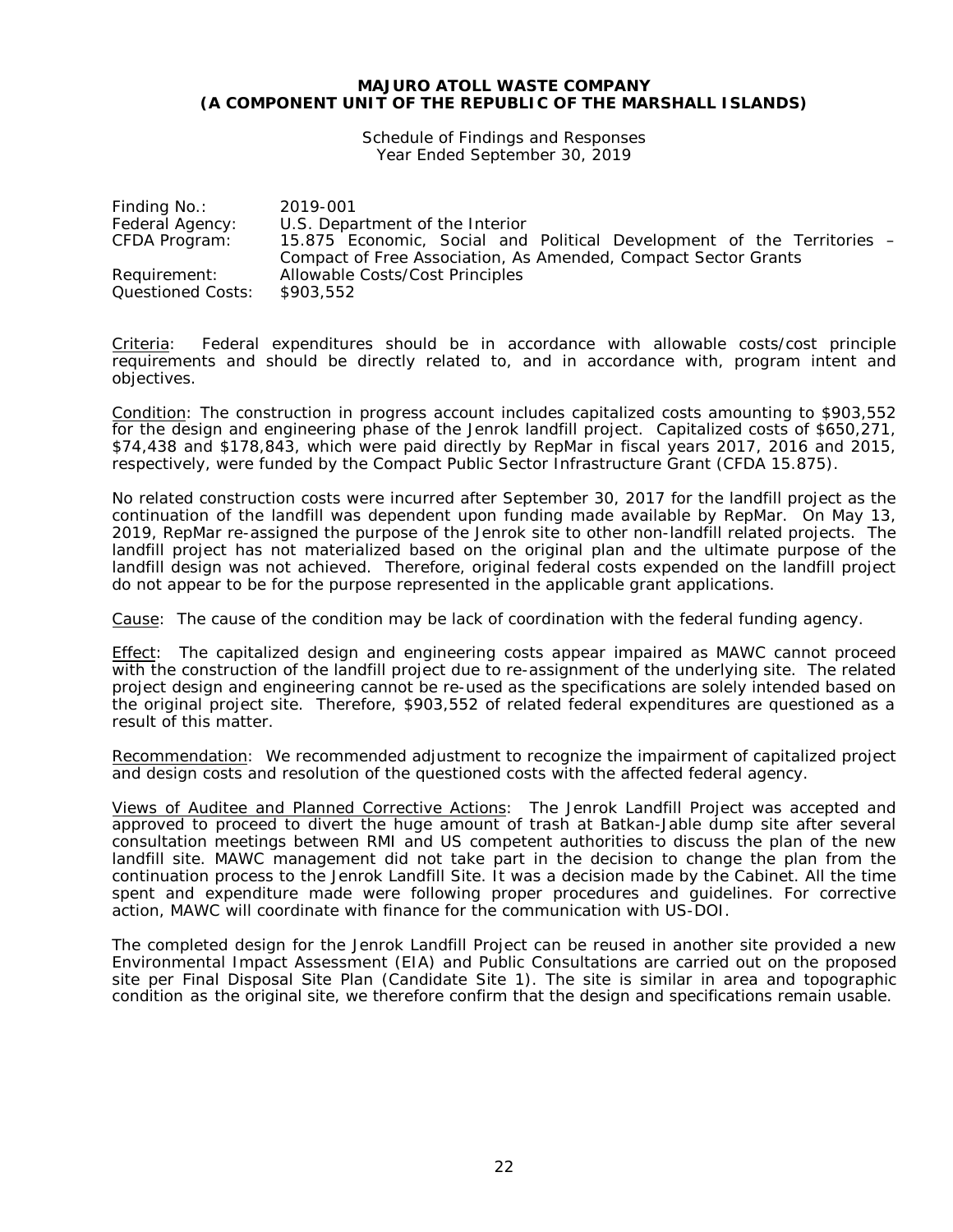**MAJURO ATOLL WASTE COMPANY**
**(A COMPONENT UNIT OF THE REPUBLIC OF THE MARSHALL ISLANDS)**

Schedule of Findings and Responses
Year Ended September 30, 2019

| | |
|---|---|
| Finding No.: | 2019-001 |
| Federal Agency: | U.S. Department of the Interior |
| CFDA Program: | 15.875 Economic, Social and Political Development of the Territories – Compact of Free Association, As Amended, Compact Sector Grants |
| Requirement: | Allowable Costs/Cost Principles |
| Questioned Costs: | $903,552 |

Criteria: Federal expenditures should be in accordance with allowable costs/cost principle requirements and should be directly related to, and in accordance with, program intent and objectives.

Condition: The construction in progress account includes capitalized costs amounting to $903,552 for the design and engineering phase of the Jenrok landfill project. Capitalized costs of $650,271, $74,438 and $178,843, which were paid directly by RepMar in fiscal years 2017, 2016 and 2015, respectively, were funded by the Compact Public Sector Infrastructure Grant (CFDA 15.875).

No related construction costs were incurred after September 30, 2017 for the landfill project as the continuation of the landfill was dependent upon funding made available by RepMar. On May 13, 2019, RepMar re-assigned the purpose of the Jenrok site to other non-landfill related projects. The landfill project has not materialized based on the original plan and the ultimate purpose of the landfill design was not achieved. Therefore, original federal costs expended on the landfill project do not appear to be for the purpose represented in the applicable grant applications.

Cause: The cause of the condition may be lack of coordination with the federal funding agency.

Effect: The capitalized design and engineering costs appear impaired as MAWC cannot proceed with the construction of the landfill project due to re-assignment of the underlying site. The related project design and engineering cannot be re-used as the specifications are solely intended based on the original project site. Therefore, $903,552 of related federal expenditures are questioned as a result of this matter.

Recommendation: We recommended adjustment to recognize the impairment of capitalized project and design costs and resolution of the questioned costs with the affected federal agency.

Views of Auditee and Planned Corrective Actions: The Jenrok Landfill Project was accepted and approved to proceed to divert the huge amount of trash at Batkan-Jable dump site after several consultation meetings between RMI and US competent authorities to discuss the plan of the new landfill site. MAWC management did not take part in the decision to change the plan from the continuation process to the Jenrok Landfill Site. It was a decision made by the Cabinet. All the time spent and expenditure made were following proper procedures and guidelines. For corrective action, MAWC will coordinate with finance for the communication with US-DOI.

The completed design for the Jenrok Landfill Project can be reused in another site provided a new Environmental Impact Assessment (EIA) and Public Consultations are carried out on the proposed site per Final Disposal Site Plan (Candidate Site 1). The site is similar in area and topographic condition as the original site, we therefore confirm that the design and specifications remain usable.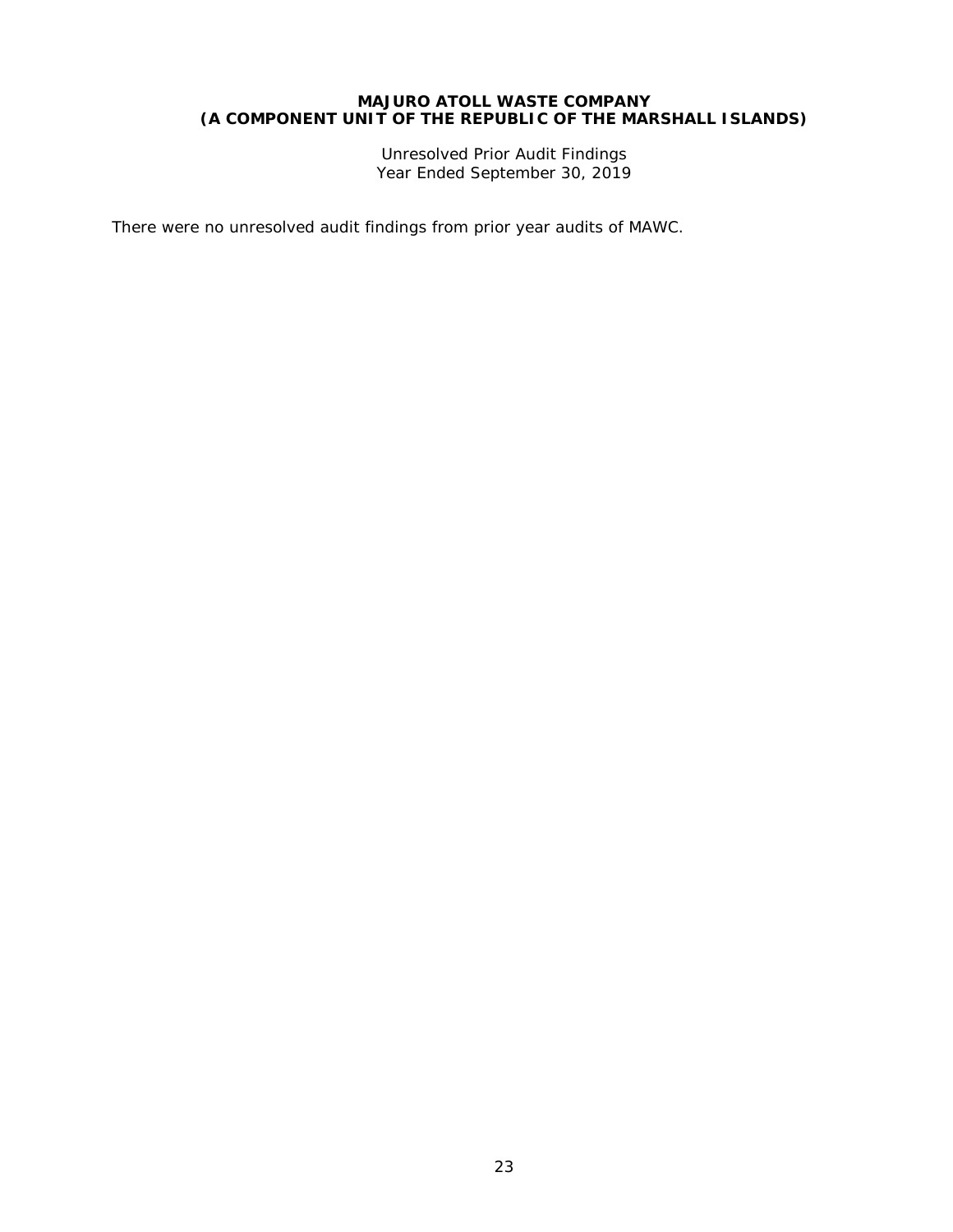**MAJURO ATOLL WASTE COMPANY**
**(A COMPONENT UNIT OF THE REPUBLIC OF THE MARSHALL ISLANDS)**

Unresolved Prior Audit Findings
Year Ended September 30, 2019

There were no unresolved audit findings from prior year audits of MAWC.